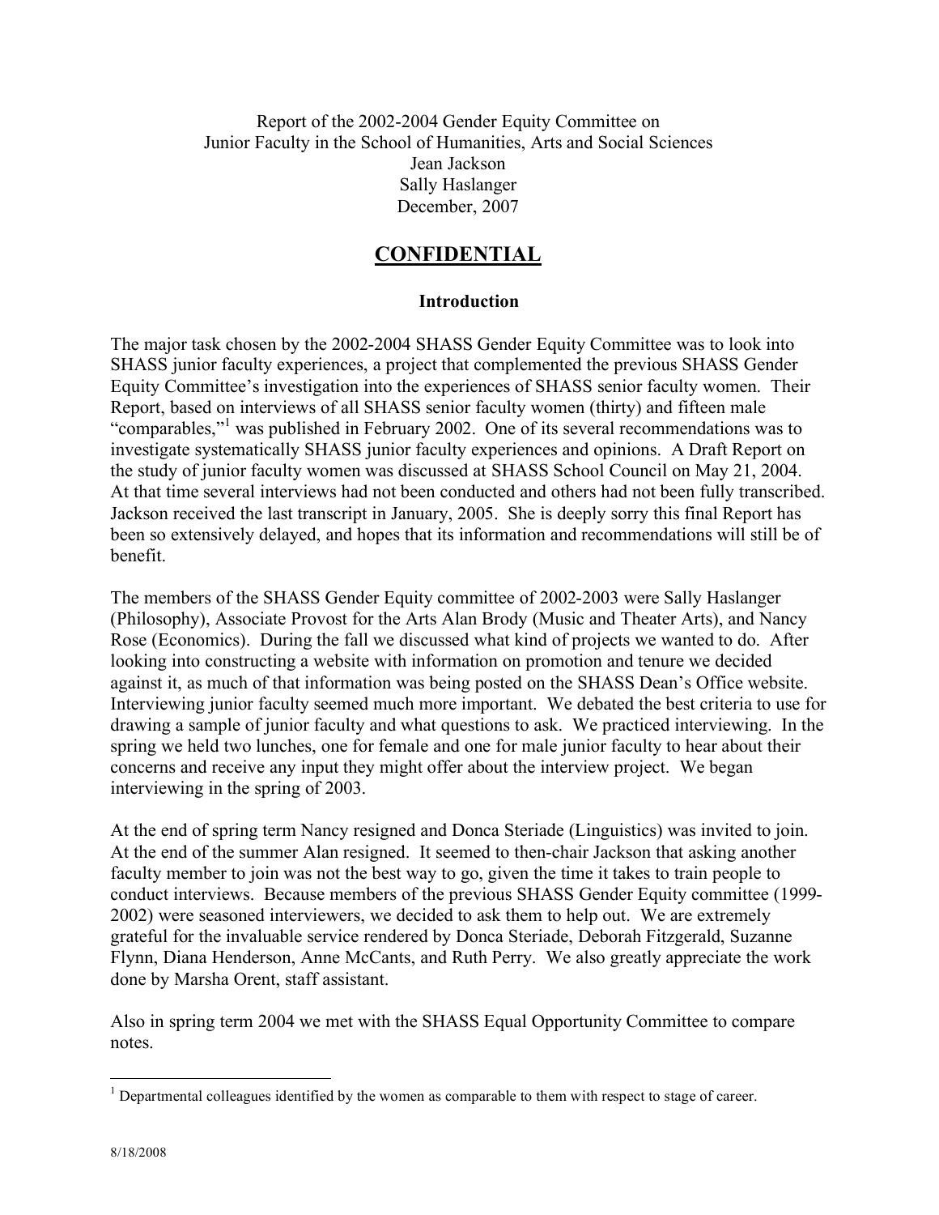Report of the 2002-2004 Gender Equity Committee on
Junior Faculty in the School of Humanities, Arts and Social Sciences
Jean Jackson
Sally Haslanger
December, 2007

# CONFIDENTIAL

### Introduction

The major task chosen by the 2002-2004 SHASS Gender Equity Committee was to look into SHASS junior faculty experiences, a project that complemented the previous SHASS Gender Equity Committee's investigation into the experiences of SHASS senior faculty women. Their Report, based on interviews of all SHASS senior faculty women (thirty) and fifteen male "comparables,"[1] was published in February 2002. One of its several recommendations was to investigate systematically SHASS junior faculty experiences and opinions. A Draft Report on the study of junior faculty women was discussed at SHASS School Council on May 21, 2004. At that time several interviews had not been conducted and others had not been fully transcribed. Jackson received the last transcript in January, 2005. She is deeply sorry this final Report has been so extensively delayed, and hopes that its information and recommendations will still be of benefit.

The members of the SHASS Gender Equity committee of 2002-2003 were Sally Haslanger (Philosophy), Associate Provost for the Arts Alan Brody (Music and Theater Arts), and Nancy Rose (Economics). During the fall we discussed what kind of projects we wanted to do. After looking into constructing a website with information on promotion and tenure we decided against it, as much of that information was being posted on the SHASS Dean's Office website. Interviewing junior faculty seemed much more important. We debated the best criteria to use for drawing a sample of junior faculty and what questions to ask. We practiced interviewing. In the spring we held two lunches, one for female and one for male junior faculty to hear about their concerns and receive any input they might offer about the interview project. We began interviewing in the spring of 2003.

At the end of spring term Nancy resigned and Donca Steriade (Linguistics) was invited to join. At the end of the summer Alan resigned. It seemed to then-chair Jackson that asking another faculty member to join was not the best way to go, given the time it takes to train people to conduct interviews. Because members of the previous SHASS Gender Equity committee (1999-2002) were seasoned interviewers, we decided to ask them to help out. We are extremely grateful for the invaluable service rendered by Donca Steriade, Deborah Fitzgerald, Suzanne Flynn, Diana Henderson, Anne McCants, and Ruth Perry. We also greatly appreciate the work done by Marsha Orent, staff assistant.

Also in spring term 2004 we met with the SHASS Equal Opportunity Committee to compare notes.

---

[1] Departmental colleagues identified by the women as comparable to them with respect to stage of career.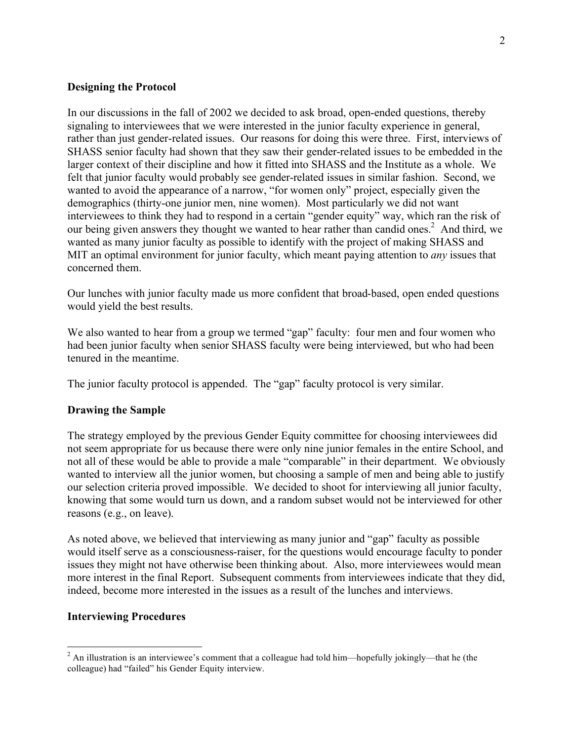## Designing the Protocol

In our discussions in the fall of 2002 we decided to ask broad, open-ended questions, thereby signaling to interviewees that we were interested in the junior faculty experience in general, rather than just gender-related issues. Our reasons for doing this were three. First, interviews of SHASS senior faculty had shown that they saw their gender-related issues to be embedded in the larger context of their discipline and how it fitted into SHASS and the Institute as a whole. We felt that junior faculty would probably see gender-related issues in similar fashion. Second, we wanted to avoid the appearance of a narrow, "for women only" project, especially given the demographics (thirty-one junior men, nine women). Most particularly we did not want interviewees to think they had to respond in a certain "gender equity" way, which ran the risk of our being given answers they thought we wanted to hear rather than candid ones.[2] And third, we wanted as many junior faculty as possible to identify with the project of making SHASS and MIT an optimal environment for junior faculty, which meant paying attention to *any* issues that concerned them.

Our lunches with junior faculty made us more confident that broad-based, open ended questions would yield the best results.

We also wanted to hear from a group we termed "gap" faculty: four men and four women who had been junior faculty when senior SHASS faculty were being interviewed, but who had been tenured in the meantime.

The junior faculty protocol is appended. The "gap" faculty protocol is very similar.

## Drawing the Sample

The strategy employed by the previous Gender Equity committee for choosing interviewees did not seem appropriate for us because there were only nine junior females in the entire School, and not all of these would be able to provide a male "comparable" in their department. We obviously wanted to interview all the junior women, but choosing a sample of men and being able to justify our selection criteria proved impossible. We decided to shoot for interviewing all junior faculty, knowing that some would turn us down, and a random subset would not be interviewed for other reasons (e.g., on leave).

As noted above, we believed that interviewing as many junior and "gap" faculty as possible would itself serve as a consciousness-raiser, for the questions would encourage faculty to ponder issues they might not have otherwise been thinking about. Also, more interviewees would mean more interest in the final Report. Subsequent comments from interviewees indicate that they did, indeed, become more interested in the issues as a result of the lunches and interviews.

## Interviewing Procedures

[2] An illustration is an interviewee's comment that a colleague had told him—hopefully jokingly—that he (the colleague) had "failed" his Gender Equity interview.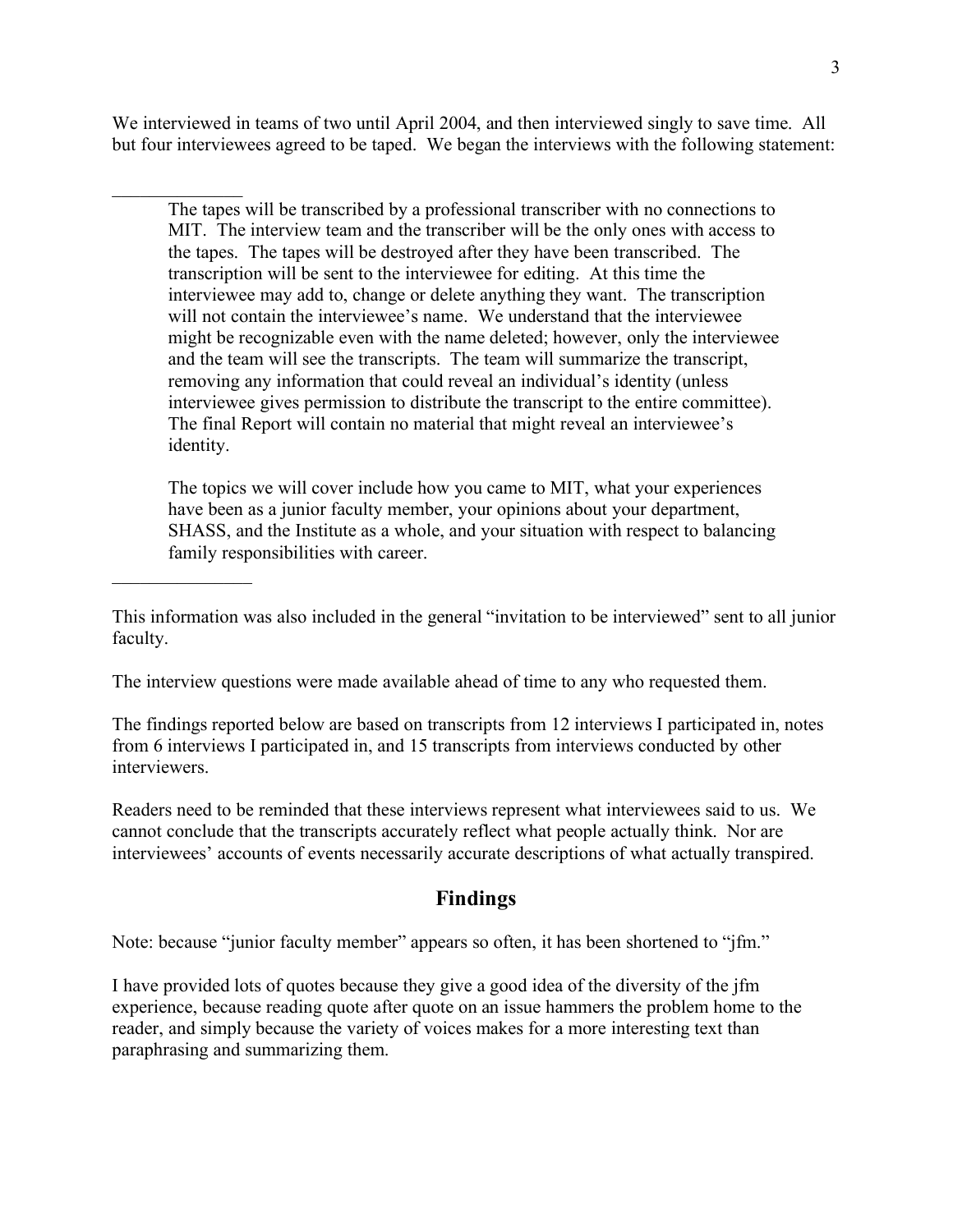We interviewed in teams of two until April 2004, and then interviewed singly to save time. All but four interviewees agreed to be taped. We began the interviews with the following statement:

---

> The tapes will be transcribed by a professional transcriber with no connections to MIT. The interview team and the transcriber will be the only ones with access to the tapes. The tapes will be destroyed after they have been transcribed. The transcription will be sent to the interviewee for editing. At this time the interviewee may add to, change or delete anything they want. The transcription will not contain the interviewee's name. We understand that the interviewee might be recognizable even with the name deleted; however, only the interviewee and the team will see the transcripts. The team will summarize the transcript, removing any information that could reveal an individual's identity (unless interviewee gives permission to distribute the transcript to the entire committee). The final Report will contain no material that might reveal an interviewee's identity.
>
> The topics we will cover include how you came to MIT, what your experiences have been as a junior faculty member, your opinions about your department, SHASS, and the Institute as a whole, and your situation with respect to balancing family responsibilities with career.

---

This information was also included in the general "invitation to be interviewed" sent to all junior faculty.

The interview questions were made available ahead of time to any who requested them.

The findings reported below are based on transcripts from 12 interviews I participated in, notes from 6 interviews I participated in, and 15 transcripts from interviews conducted by other interviewers.

Readers need to be reminded that these interviews represent what interviewees said to us. We cannot conclude that the transcripts accurately reflect what people actually think. Nor are interviewees' accounts of events necessarily accurate descriptions of what actually transpired.

## Findings

Note: because "junior faculty member" appears so often, it has been shortened to "jfm."

I have provided lots of quotes because they give a good idea of the diversity of the jfm experience, because reading quote after quote on an issue hammers the problem home to the reader, and simply because the variety of voices makes for a more interesting text than paraphrasing and summarizing them.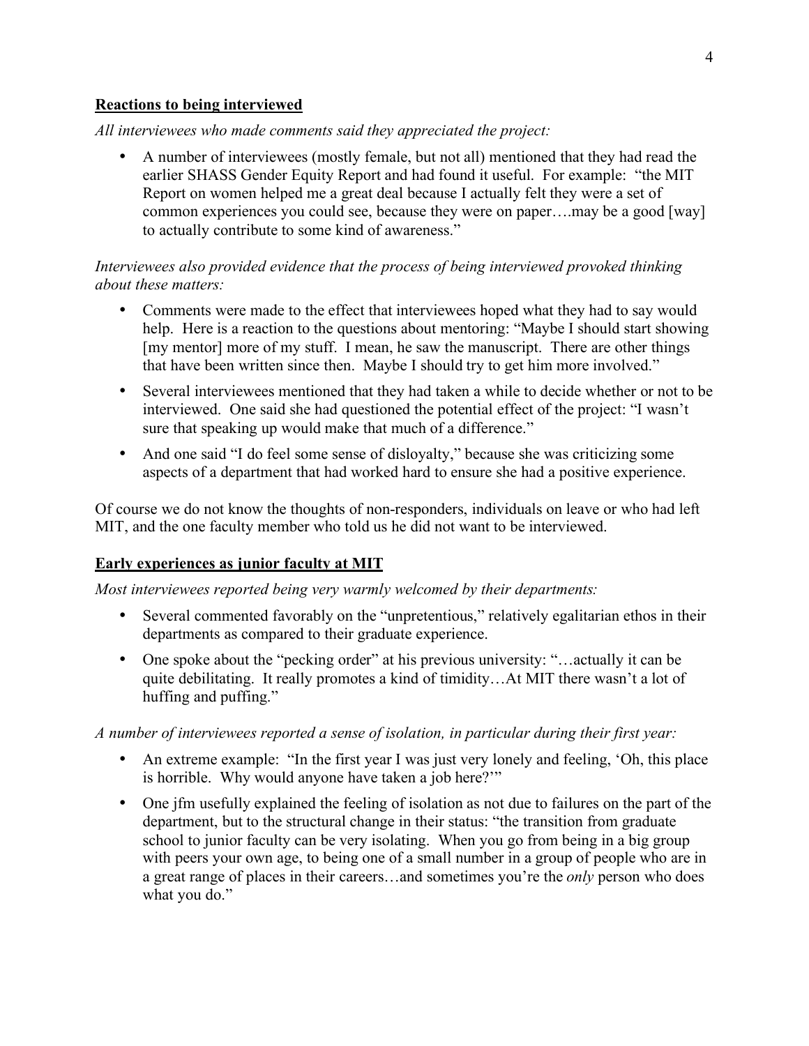**Reactions to being interviewed**

*All interviewees who made comments said they appreciated the project:*

- A number of interviewees (mostly female, but not all) mentioned that they had read the earlier SHASS Gender Equity Report and had found it useful. For example: "the MIT Report on women helped me a great deal because I actually felt they were a set of common experiences you could see, because they were on paper….may be a good [way] to actually contribute to some kind of awareness."

*Interviewees also provided evidence that the process of being interviewed provoked thinking about these matters:*

- Comments were made to the effect that interviewees hoped what they had to say would help. Here is a reaction to the questions about mentoring: "Maybe I should start showing [my mentor] more of my stuff. I mean, he saw the manuscript. There are other things that have been written since then. Maybe I should try to get him more involved."
- Several interviewees mentioned that they had taken a while to decide whether or not to be interviewed. One said she had questioned the potential effect of the project: "I wasn't sure that speaking up would make that much of a difference."
- And one said "I do feel some sense of disloyalty," because she was criticizing some aspects of a department that had worked hard to ensure she had a positive experience.

Of course we do not know the thoughts of non-responders, individuals on leave or who had left MIT, and the one faculty member who told us he did not want to be interviewed.

**Early experiences as junior faculty at MIT**

*Most interviewees reported being very warmly welcomed by their departments:*

- Several commented favorably on the "unpretentious," relatively egalitarian ethos in their departments as compared to their graduate experience.
- One spoke about the "pecking order" at his previous university: "…actually it can be quite debilitating. It really promotes a kind of timidity…At MIT there wasn't a lot of huffing and puffing."

*A number of interviewees reported a sense of isolation, in particular during their first year:*

- An extreme example: "In the first year I was just very lonely and feeling, 'Oh, this place is horrible. Why would anyone have taken a job here?'"
- One jfm usefully explained the feeling of isolation as not due to failures on the part of the department, but to the structural change in their status: "the transition from graduate school to junior faculty can be very isolating. When you go from being in a big group with peers your own age, to being one of a small number in a group of people who are in a great range of places in their careers…and sometimes you're the *only* person who does what you do."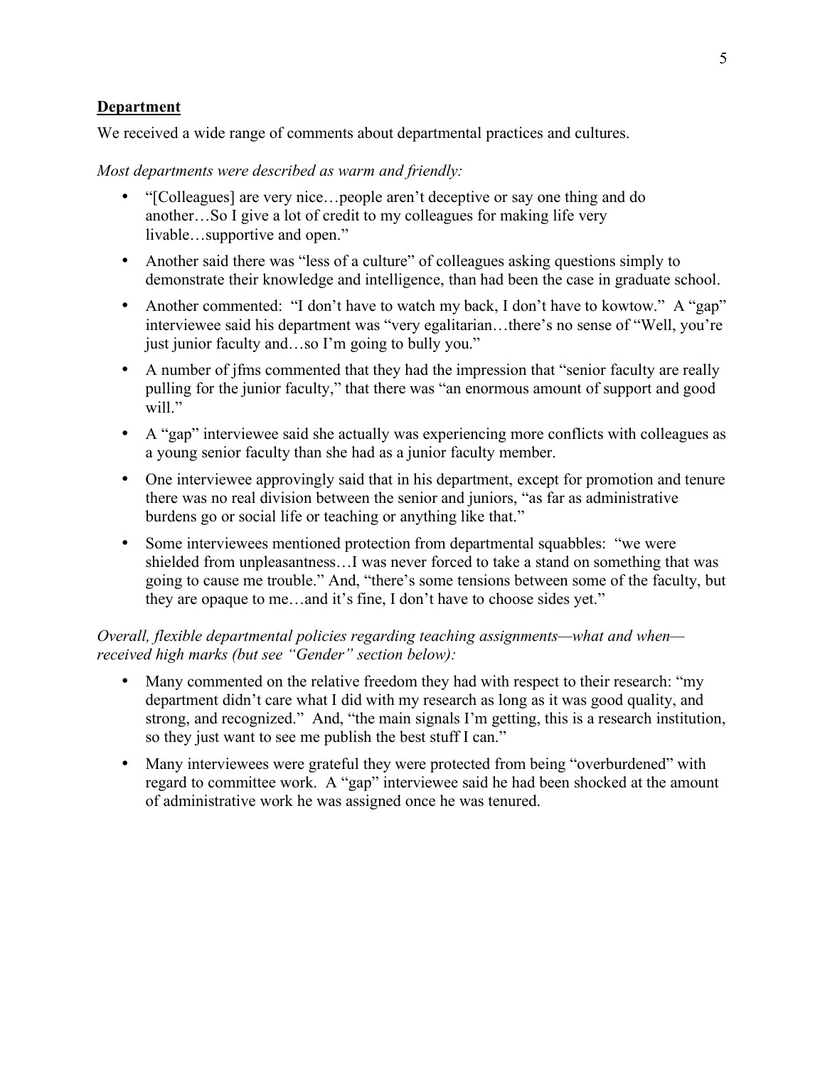**Department**

We received a wide range of comments about departmental practices and cultures.

*Most departments were described as warm and friendly:*

- "[Colleagues] are very nice…people aren't deceptive or say one thing and do another…So I give a lot of credit to my colleagues for making life very livable…supportive and open."
- Another said there was "less of a culture" of colleagues asking questions simply to demonstrate their knowledge and intelligence, than had been the case in graduate school.
- Another commented: "I don't have to watch my back, I don't have to kowtow." A "gap" interviewee said his department was "very egalitarian…there's no sense of "Well, you're just junior faculty and…so I'm going to bully you."
- A number of jfms commented that they had the impression that "senior faculty are really pulling for the junior faculty," that there was "an enormous amount of support and good will."
- A "gap" interviewee said she actually was experiencing more conflicts with colleagues as a young senior faculty than she had as a junior faculty member.
- One interviewee approvingly said that in his department, except for promotion and tenure there was no real division between the senior and juniors, "as far as administrative burdens go or social life or teaching or anything like that."
- Some interviewees mentioned protection from departmental squabbles: "we were shielded from unpleasantness…I was never forced to take a stand on something that was going to cause me trouble." And, "there's some tensions between some of the faculty, but they are opaque to me…and it's fine, I don't have to choose sides yet."

*Overall, flexible departmental policies regarding teaching assignments—what and when—received high marks (but see "Gender" section below):*

- Many commented on the relative freedom they had with respect to their research: "my department didn't care what I did with my research as long as it was good quality, and strong, and recognized." And, "the main signals I'm getting, this is a research institution, so they just want to see me publish the best stuff I can."
- Many interviewees were grateful they were protected from being "overburdened" with regard to committee work. A "gap" interviewee said he had been shocked at the amount of administrative work he was assigned once he was tenured.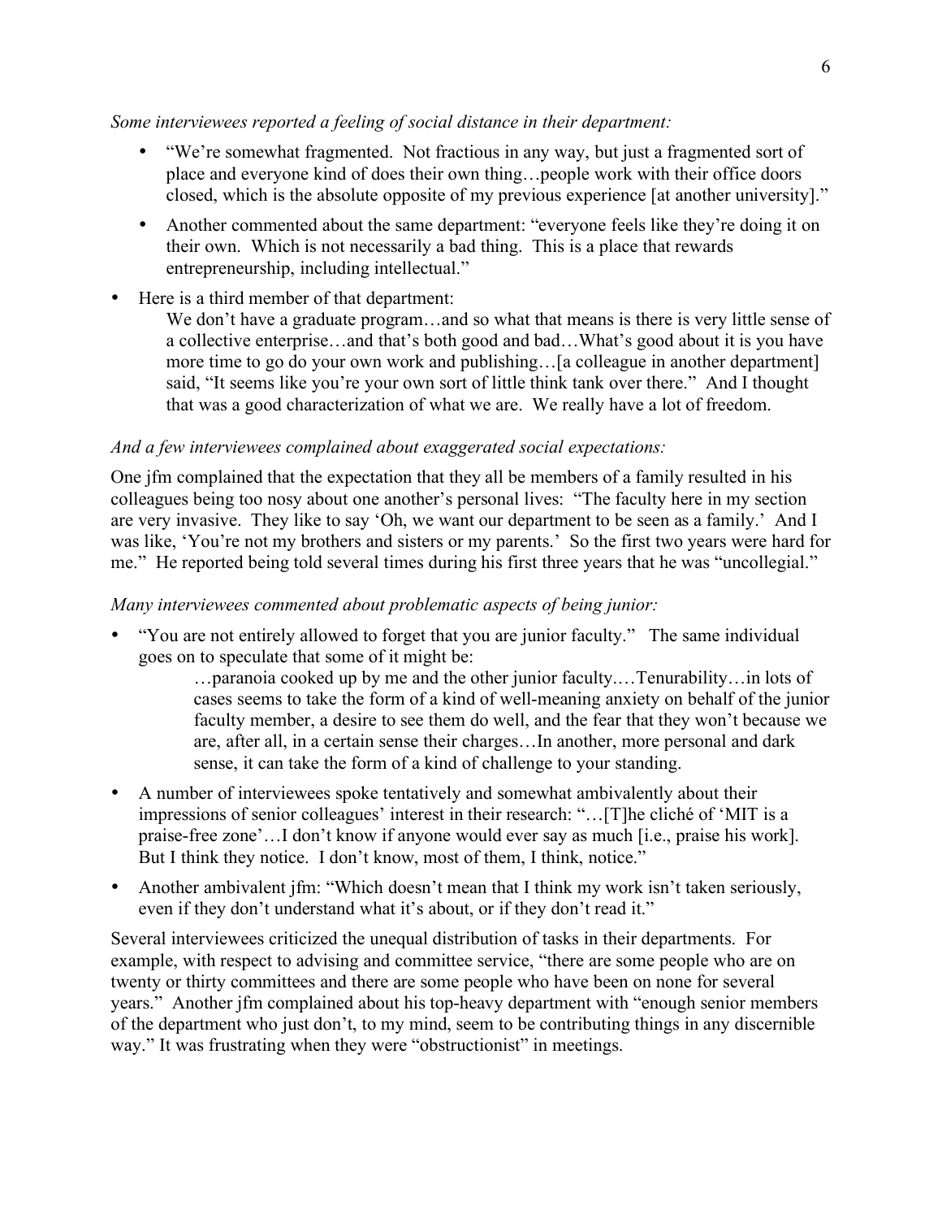*Some interviewees reported a feeling of social distance in their department:*

- "We're somewhat fragmented. Not fractious in any way, but just a fragmented sort of place and everyone kind of does their own thing…people work with their office doors closed, which is the absolute opposite of my previous experience [at another university]."
- Another commented about the same department: "everyone feels like they're doing it on their own. Which is not necessarily a bad thing. This is a place that rewards entrepreneurship, including intellectual."

- Here is a third member of that department:

  We don't have a graduate program…and so what that means is there is very little sense of a collective enterprise…and that's both good and bad…What's good about it is you have more time to go do your own work and publishing…[a colleague in another department] said, "It seems like you're your own sort of little think tank over there." And I thought that was a good characterization of what we are. We really have a lot of freedom.

*And a few interviewees complained about exaggerated social expectations:*

One jfm complained that the expectation that they all be members of a family resulted in his colleagues being too nosy about one another's personal lives: "The faculty here in my section are very invasive. They like to say 'Oh, we want our department to be seen as a family.' And I was like, 'You're not my brothers and sisters or my parents.' So the first two years were hard for me." He reported being told several times during his first three years that he was "uncollegial."

*Many interviewees commented about problematic aspects of being junior:*

- "You are not entirely allowed to forget that you are junior faculty." The same individual goes on to speculate that some of it might be:

  …paranoia cooked up by me and the other junior faculty.…Tenurability…in lots of cases seems to take the form of a kind of well-meaning anxiety on behalf of the junior faculty member, a desire to see them do well, and the fear that they won't because we are, after all, in a certain sense their charges…In another, more personal and dark sense, it can take the form of a kind of challenge to your standing.

- A number of interviewees spoke tentatively and somewhat ambivalently about their impressions of senior colleagues' interest in their research: "…[T]he cliché of 'MIT is a praise-free zone'…I don't know if anyone would ever say as much [i.e., praise his work]. But I think they notice. I don't know, most of them, I think, notice."
- Another ambivalent jfm: "Which doesn't mean that I think my work isn't taken seriously, even if they don't understand what it's about, or if they don't read it."

Several interviewees criticized the unequal distribution of tasks in their departments. For example, with respect to advising and committee service, "there are some people who are on twenty or thirty committees and there are some people who have been on none for several years." Another jfm complained about his top-heavy department with "enough senior members of the department who just don't, to my mind, seem to be contributing things in any discernible way." It was frustrating when they were "obstructionist" in meetings.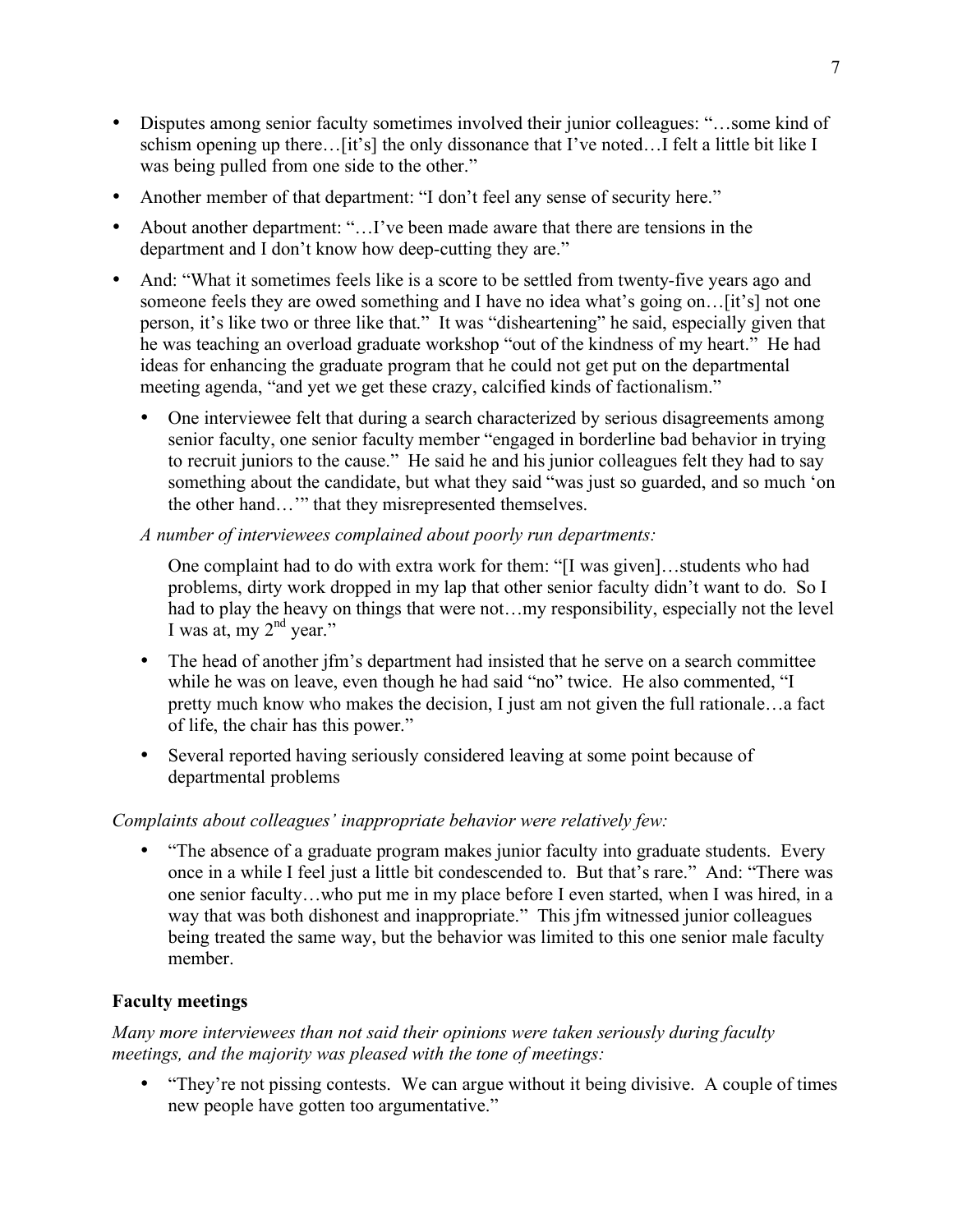- Disputes among senior faculty sometimes involved their junior colleagues: "…some kind of schism opening up there…[it's] the only dissonance that I've noted…I felt a little bit like I was being pulled from one side to the other."
- Another member of that department: "I don't feel any sense of security here."
- About another department: "…I've been made aware that there are tensions in the department and I don't know how deep-cutting they are."
- And: "What it sometimes feels like is a score to be settled from twenty-five years ago and someone feels they are owed something and I have no idea what's going on…[it's] not one person, it's like two or three like that." It was "disheartening" he said, especially given that he was teaching an overload graduate workshop "out of the kindness of my heart." He had ideas for enhancing the graduate program that he could not get put on the departmental meeting agenda, "and yet we get these crazy, calcified kinds of factionalism."
  - One interviewee felt that during a search characterized by serious disagreements among senior faculty, one senior faculty member "engaged in borderline bad behavior in trying to recruit juniors to the cause." He said he and his junior colleagues felt they had to say something about the candidate, but what they said "was just so guarded, and so much 'on the other hand…'" that they misrepresented themselves.

  *A number of interviewees complained about poorly run departments:*

  One complaint had to do with extra work for them: "[I was given]…students who had problems, dirty work dropped in my lap that other senior faculty didn't want to do. So I had to play the heavy on things that were not…my responsibility, especially not the level I was at, my 2nd year."

  - The head of another jfm's department had insisted that he serve on a search committee while he was on leave, even though he had said "no" twice. He also commented, "I pretty much know who makes the decision, I just am not given the full rationale…a fact of life, the chair has this power."
  - Several reported having seriously considered leaving at some point because of departmental problems

*Complaints about colleagues' inappropriate behavior were relatively few:*

- "The absence of a graduate program makes junior faculty into graduate students. Every once in a while I feel just a little bit condescended to. But that's rare." And: "There was one senior faculty…who put me in my place before I even started, when I was hired, in a way that was both dishonest and inappropriate." This jfm witnessed junior colleagues being treated the same way, but the behavior was limited to this one senior male faculty member.

**Faculty meetings**

*Many more interviewees than not said their opinions were taken seriously during faculty meetings, and the majority was pleased with the tone of meetings:*

- "They're not pissing contests. We can argue without it being divisive. A couple of times new people have gotten too argumentative."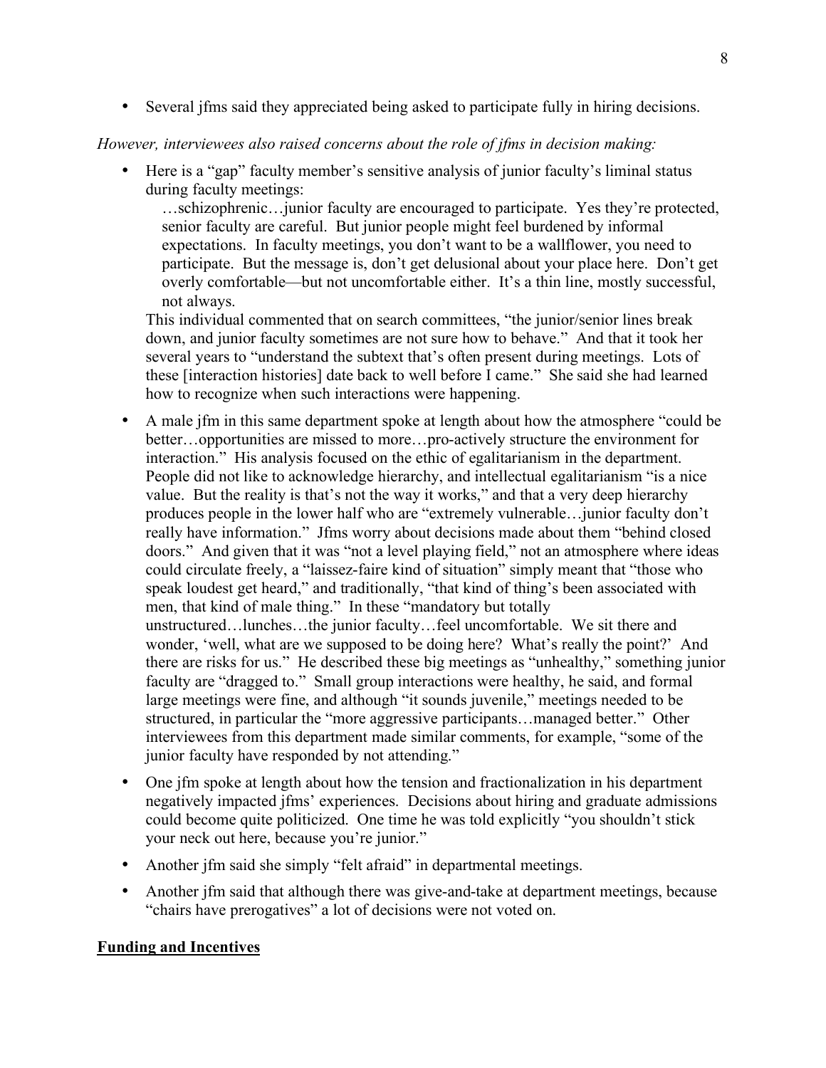- Several jfms said they appreciated being asked to participate fully in hiring decisions.

*However, interviewees also raised concerns about the role of jfms in decision making:*

- Here is a "gap" faculty member's sensitive analysis of junior faculty's liminal status during faculty meetings:

  …schizophrenic…junior faculty are encouraged to participate. Yes they're protected, senior faculty are careful. But junior people might feel burdened by informal expectations. In faculty meetings, you don't want to be a wallflower, you need to participate. But the message is, don't get delusional about your place here. Don't get overly comfortable—but not uncomfortable either. It's a thin line, mostly successful, not always.

  This individual commented that on search committees, "the junior/senior lines break down, and junior faculty sometimes are not sure how to behave." And that it took her several years to "understand the subtext that's often present during meetings. Lots of these [interaction histories] date back to well before I came." She said she had learned how to recognize when such interactions were happening.

- A male jfm in this same department spoke at length about how the atmosphere "could be better…opportunities are missed to more…pro-actively structure the environment for interaction." His analysis focused on the ethic of egalitarianism in the department. People did not like to acknowledge hierarchy, and intellectual egalitarianism "is a nice value. But the reality is that's not the way it works," and that a very deep hierarchy produces people in the lower half who are "extremely vulnerable…junior faculty don't really have information." Jfms worry about decisions made about them "behind closed doors." And given that it was "not a level playing field," not an atmosphere where ideas could circulate freely, a "laissez-faire kind of situation" simply meant that "those who speak loudest get heard," and traditionally, "that kind of thing's been associated with men, that kind of male thing." In these "mandatory but totally unstructured…lunches…the junior faculty…feel uncomfortable. We sit there and wonder, 'well, what are we supposed to be doing here? What's really the point?' And there are risks for us." He described these big meetings as "unhealthy," something junior faculty are "dragged to." Small group interactions were healthy, he said, and formal large meetings were fine, and although "it sounds juvenile," meetings needed to be structured, in particular the "more aggressive participants…managed better." Other interviewees from this department made similar comments, for example, "some of the junior faculty have responded by not attending."

- One jfm spoke at length about how the tension and fractionalization in his department negatively impacted jfms' experiences. Decisions about hiring and graduate admissions could become quite politicized. One time he was told explicitly "you shouldn't stick your neck out here, because you're junior."

- Another jfm said she simply "felt afraid" in departmental meetings.

- Another jfm said that although there was give-and-take at department meetings, because "chairs have prerogatives" a lot of decisions were not voted on.

## Funding and Incentives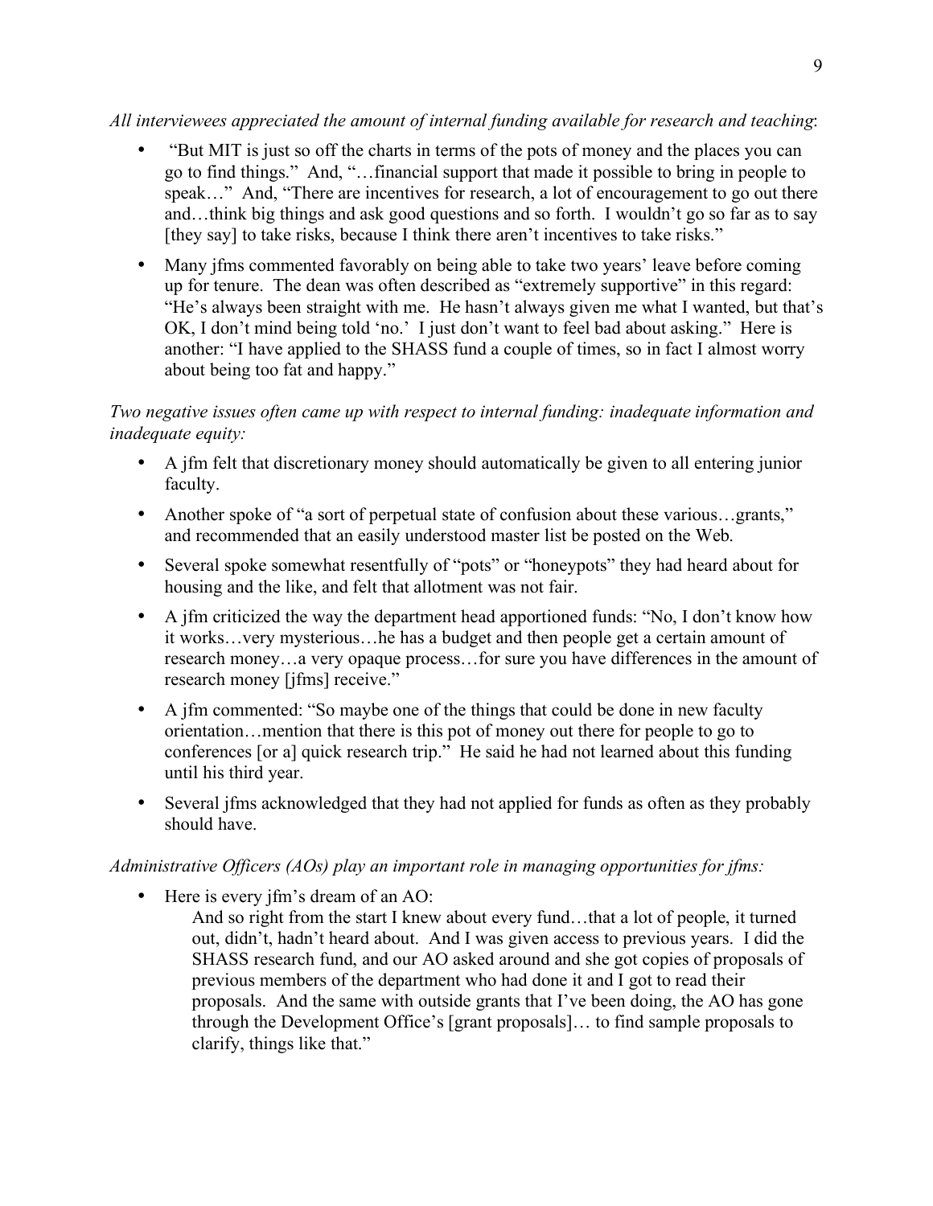*All interviewees appreciated the amount of internal funding available for research and teaching*:

- "But MIT is just so off the charts in terms of the pots of money and the places you can go to find things." And, "…financial support that made it possible to bring in people to speak…" And, "There are incentives for research, a lot of encouragement to go out there and…think big things and ask good questions and so forth. I wouldn't go so far as to say [they say] to take risks, because I think there aren't incentives to take risks."
- Many jfms commented favorably on being able to take two years' leave before coming up for tenure. The dean was often described as "extremely supportive" in this regard: "He's always been straight with me. He hasn't always given me what I wanted, but that's OK, I don't mind being told 'no.' I just don't want to feel bad about asking." Here is another: "I have applied to the SHASS fund a couple of times, so in fact I almost worry about being too fat and happy."

*Two negative issues often came up with respect to internal funding: inadequate information and inadequate equity:*

- A jfm felt that discretionary money should automatically be given to all entering junior faculty.
- Another spoke of "a sort of perpetual state of confusion about these various…grants," and recommended that an easily understood master list be posted on the Web.
- Several spoke somewhat resentfully of "pots" or "honeypots" they had heard about for housing and the like, and felt that allotment was not fair.
- A jfm criticized the way the department head apportioned funds: "No, I don't know how it works…very mysterious…he has a budget and then people get a certain amount of research money…a very opaque process…for sure you have differences in the amount of research money [jfms] receive."
- A jfm commented: "So maybe one of the things that could be done in new faculty orientation…mention that there is this pot of money out there for people to go to conferences [or a] quick research trip." He said he had not learned about this funding until his third year.
- Several jfms acknowledged that they had not applied for funds as often as they probably should have.

*Administrative Officers (AOs) play an important role in managing opportunities for jfms:*

- Here is every jfm's dream of an AO:

  And so right from the start I knew about every fund…that a lot of people, it turned out, didn't, hadn't heard about. And I was given access to previous years. I did the SHASS research fund, and our AO asked around and she got copies of proposals of previous members of the department who had done it and I got to read their proposals. And the same with outside grants that I've been doing, the AO has gone through the Development Office's [grant proposals]… to find sample proposals to clarify, things like that."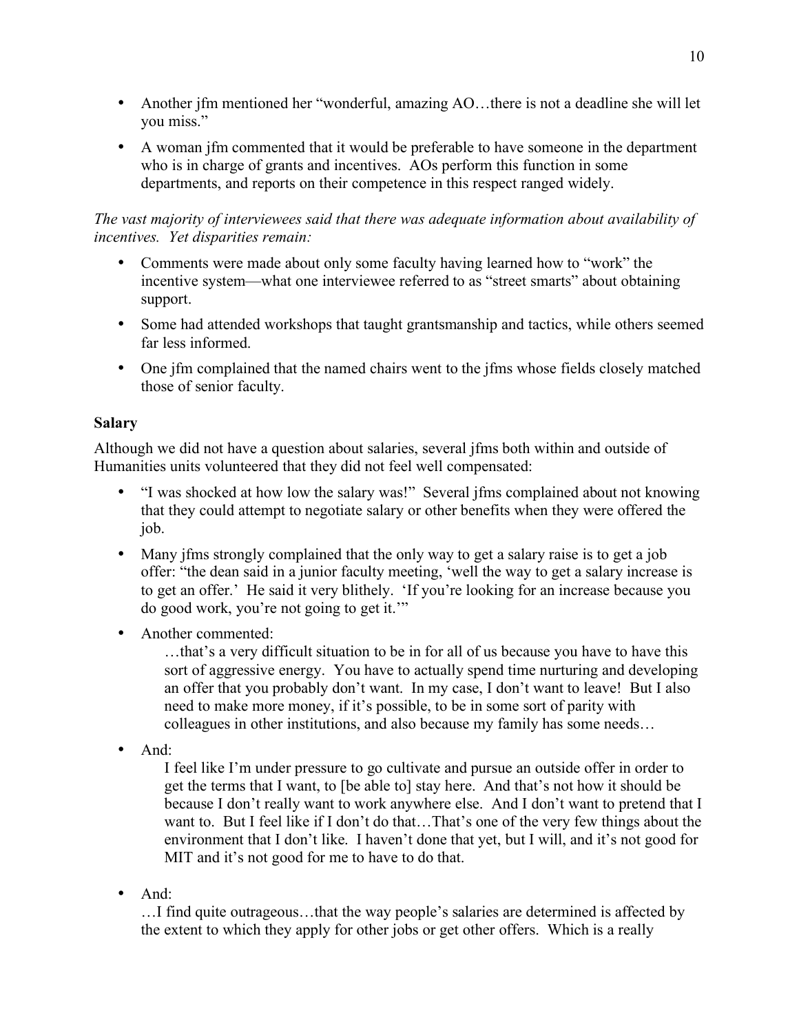- Another jfm mentioned her "wonderful, amazing AO…there is not a deadline she will let you miss."
- A woman jfm commented that it would be preferable to have someone in the department who is in charge of grants and incentives. AOs perform this function in some departments, and reports on their competence in this respect ranged widely.

*The vast majority of interviewees said that there was adequate information about availability of incentives. Yet disparities remain:*

- Comments were made about only some faculty having learned how to "work" the incentive system—what one interviewee referred to as "street smarts" about obtaining support.
- Some had attended workshops that taught grantsmanship and tactics, while others seemed far less informed.
- One jfm complained that the named chairs went to the jfms whose fields closely matched those of senior faculty.

**Salary**

Although we did not have a question about salaries, several jfms both within and outside of Humanities units volunteered that they did not feel well compensated:

- "I was shocked at how low the salary was!" Several jfms complained about not knowing that they could attempt to negotiate salary or other benefits when they were offered the job.
- Many jfms strongly complained that the only way to get a salary raise is to get a job offer: "the dean said in a junior faculty meeting, 'well the way to get a salary increase is to get an offer.' He said it very blithely. 'If you're looking for an increase because you do good work, you're not going to get it.'"
- Another commented:

  …that's a very difficult situation to be in for all of us because you have to have this sort of aggressive energy. You have to actually spend time nurturing and developing an offer that you probably don't want. In my case, I don't want to leave! But I also need to make more money, if it's possible, to be in some sort of parity with colleagues in other institutions, and also because my family has some needs…

- And:

  I feel like I'm under pressure to go cultivate and pursue an outside offer in order to get the terms that I want, to [be able to] stay here. And that's not how it should be because I don't really want to work anywhere else. And I don't want to pretend that I want to. But I feel like if I don't do that…That's one of the very few things about the environment that I don't like. I haven't done that yet, but I will, and it's not good for MIT and it's not good for me to have to do that.

- And:

  …I find quite outrageous…that the way people's salaries are determined is affected by the extent to which they apply for other jobs or get other offers. Which is a really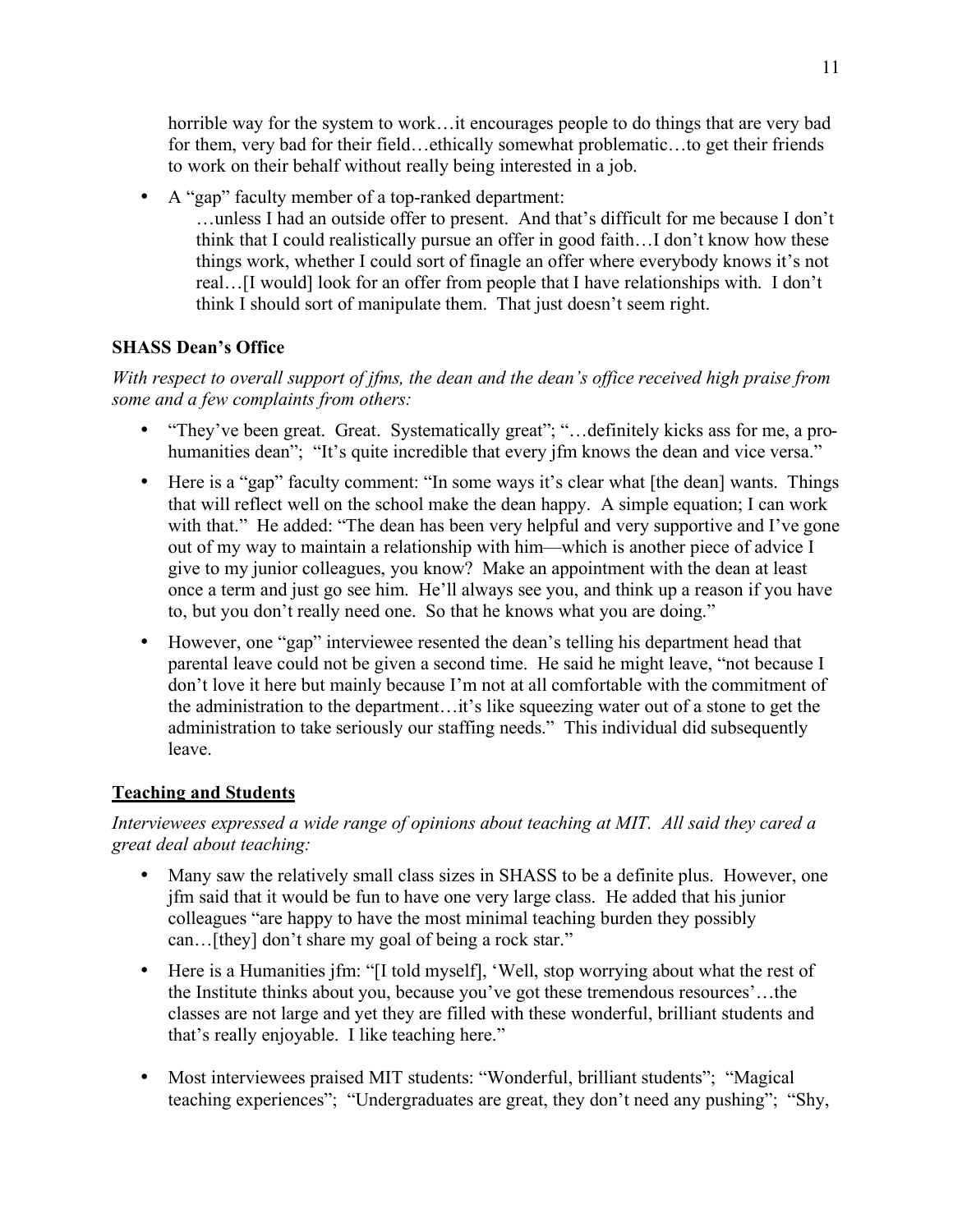horrible way for the system to work…it encourages people to do things that are very bad for them, very bad for their field…ethically somewhat problematic…to get their friends to work on their behalf without really being interested in a job.

- A "gap" faculty member of a top-ranked department:
  …unless I had an outside offer to present. And that's difficult for me because I don't think that I could realistically pursue an offer in good faith…I don't know how these things work, whether I could sort of finagle an offer where everybody knows it's not real…[I would] look for an offer from people that I have relationships with. I don't think I should sort of manipulate them. That just doesn't seem right.

**SHASS Dean's Office**

*With respect to overall support of jfms, the dean and the dean's office received high praise from some and a few complaints from others:*

- "They've been great. Great. Systematically great"; "…definitely kicks ass for me, a pro-humanities dean"; "It's quite incredible that every jfm knows the dean and vice versa."
- Here is a "gap" faculty comment: "In some ways it's clear what [the dean] wants. Things that will reflect well on the school make the dean happy. A simple equation; I can work with that." He added: "The dean has been very helpful and very supportive and I've gone out of my way to maintain a relationship with him—which is another piece of advice I give to my junior colleagues, you know? Make an appointment with the dean at least once a term and just go see him. He'll always see you, and think up a reason if you have to, but you don't really need one. So that he knows what you are doing."
- However, one "gap" interviewee resented the dean's telling his department head that parental leave could not be given a second time. He said he might leave, "not because I don't love it here but mainly because I'm not at all comfortable with the commitment of the administration to the department…it's like squeezing water out of a stone to get the administration to take seriously our staffing needs." This individual did subsequently leave.

**<u>Teaching and Students</u>**

*Interviewees expressed a wide range of opinions about teaching at MIT. All said they cared a great deal about teaching:*

- Many saw the relatively small class sizes in SHASS to be a definite plus. However, one jfm said that it would be fun to have one very large class. He added that his junior colleagues "are happy to have the most minimal teaching burden they possibly can…[they] don't share my goal of being a rock star."
- Here is a Humanities jfm: "[I told myself], 'Well, stop worrying about what the rest of the Institute thinks about you, because you've got these tremendous resources'…the classes are not large and yet they are filled with these wonderful, brilliant students and that's really enjoyable. I like teaching here."
- Most interviewees praised MIT students: "Wonderful, brilliant students"; "Magical teaching experiences"; "Undergraduates are great, they don't need any pushing"; "Shy,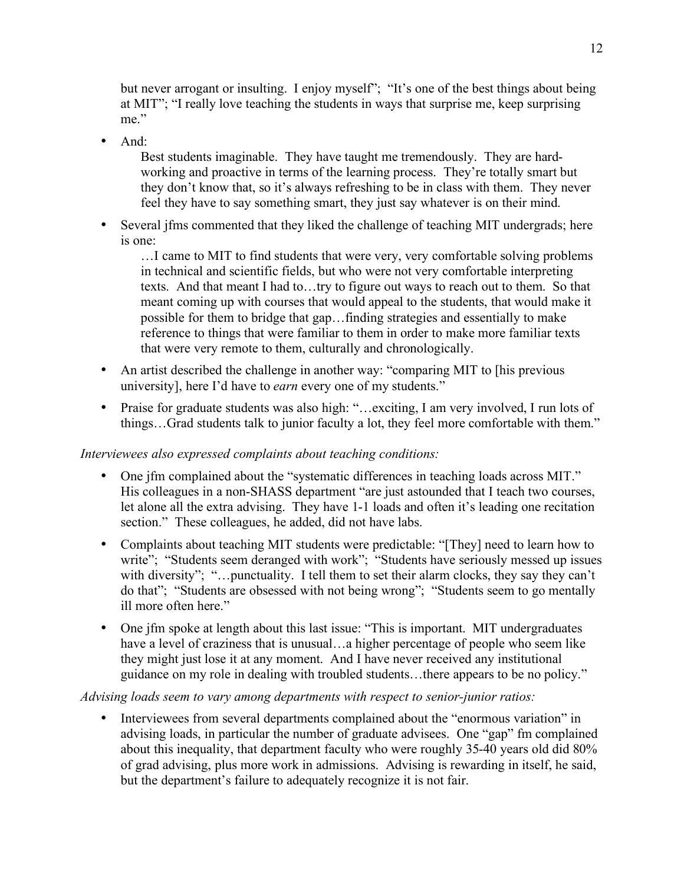but never arrogant or insulting. I enjoy myself"; "It's one of the best things about being at MIT"; "I really love teaching the students in ways that surprise me, keep surprising me."

- And:

  Best students imaginable. They have taught me tremendously. They are hard-working and proactive in terms of the learning process. They're totally smart but they don't know that, so it's always refreshing to be in class with them. They never feel they have to say something smart, they just say whatever is on their mind.

- Several jfms commented that they liked the challenge of teaching MIT undergrads; here is one:

  …I came to MIT to find students that were very, very comfortable solving problems in technical and scientific fields, but who were not very comfortable interpreting texts. And that meant I had to…try to figure out ways to reach out to them. So that meant coming up with courses that would appeal to the students, that would make it possible for them to bridge that gap…finding strategies and essentially to make reference to things that were familiar to them in order to make more familiar texts that were very remote to them, culturally and chronologically.

- An artist described the challenge in another way: "comparing MIT to [his previous university], here I'd have to *earn* every one of my students."

- Praise for graduate students was also high: "…exciting, I am very involved, I run lots of things…Grad students talk to junior faculty a lot, they feel more comfortable with them."

*Interviewees also expressed complaints about teaching conditions:*

- One jfm complained about the "systematic differences in teaching loads across MIT." His colleagues in a non-SHASS department "are just astounded that I teach two courses, let alone all the extra advising. They have 1-1 loads and often it's leading one recitation section." These colleagues, he added, did not have labs.

- Complaints about teaching MIT students were predictable: "[They] need to learn how to write"; "Students seem deranged with work"; "Students have seriously messed up issues with diversity"; "…punctuality. I tell them to set their alarm clocks, they say they can't do that"; "Students are obsessed with not being wrong"; "Students seem to go mentally ill more often here."

- One jfm spoke at length about this last issue: "This is important. MIT undergraduates have a level of craziness that is unusual…a higher percentage of people who seem like they might just lose it at any moment. And I have never received any institutional guidance on my role in dealing with troubled students…there appears to be no policy."

*Advising loads seem to vary among departments with respect to senior-junior ratios:*

- Interviewees from several departments complained about the "enormous variation" in advising loads, in particular the number of graduate advisees. One "gap" fm complained about this inequality, that department faculty who were roughly 35-40 years old did 80% of grad advising, plus more work in admissions. Advising is rewarding in itself, he said, but the department's failure to adequately recognize it is not fair.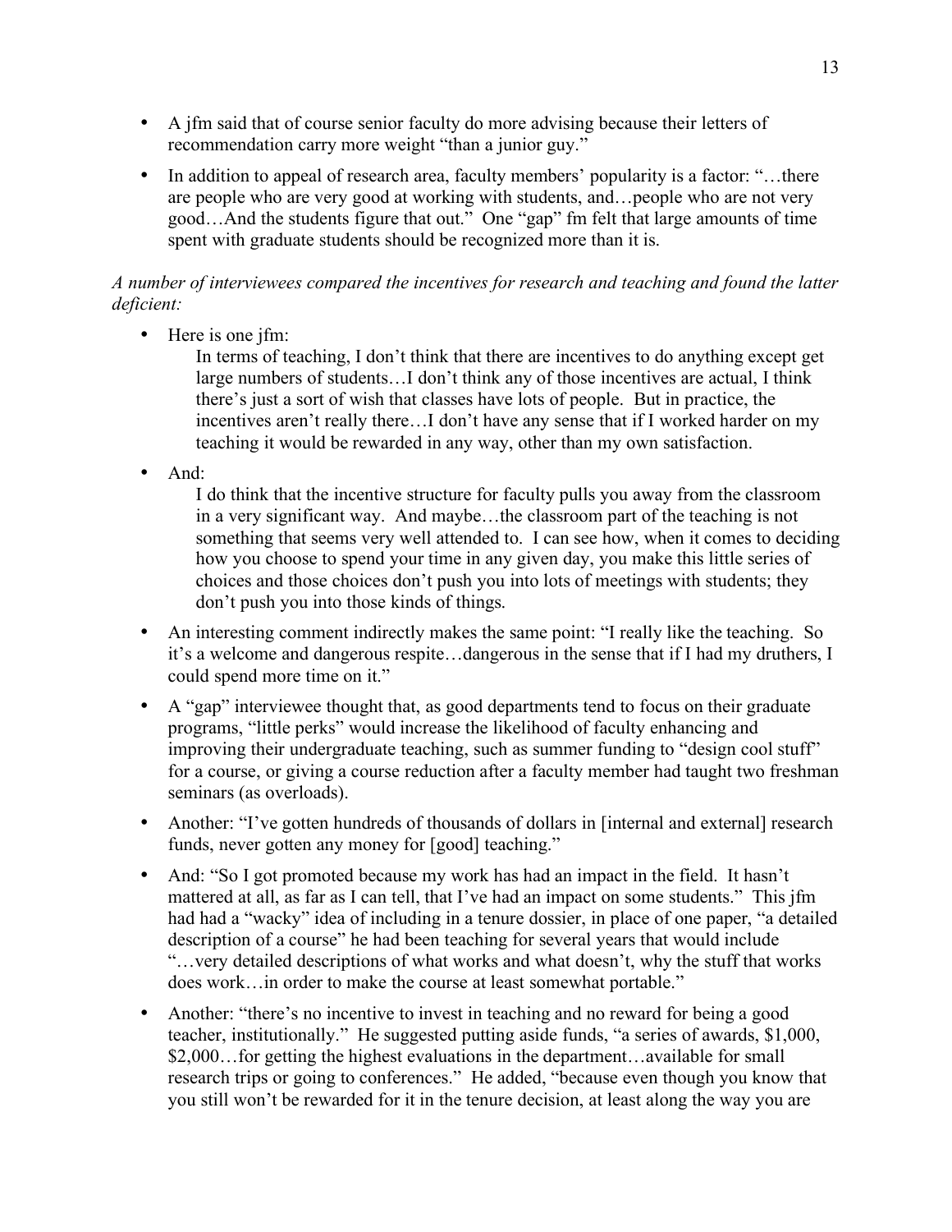- A jfm said that of course senior faculty do more advising because their letters of recommendation carry more weight "than a junior guy."
- In addition to appeal of research area, faculty members' popularity is a factor: "…there are people who are very good at working with students, and…people who are not very good…And the students figure that out." One "gap" fm felt that large amounts of time spent with graduate students should be recognized more than it is.

*A number of interviewees compared the incentives for research and teaching and found the latter deficient:*

- Here is one jfm:

  > In terms of teaching, I don't think that there are incentives to do anything except get large numbers of students…I don't think any of those incentives are actual, I think there's just a sort of wish that classes have lots of people. But in practice, the incentives aren't really there…I don't have any sense that if I worked harder on my teaching it would be rewarded in any way, other than my own satisfaction.

- And:

  > I do think that the incentive structure for faculty pulls you away from the classroom in a very significant way. And maybe…the classroom part of the teaching is not something that seems very well attended to. I can see how, when it comes to deciding how you choose to spend your time in any given day, you make this little series of choices and those choices don't push you into lots of meetings with students; they don't push you into those kinds of things.

- An interesting comment indirectly makes the same point: "I really like the teaching. So it's a welcome and dangerous respite…dangerous in the sense that if I had my druthers, I could spend more time on it."
- A "gap" interviewee thought that, as good departments tend to focus on their graduate programs, "little perks" would increase the likelihood of faculty enhancing and improving their undergraduate teaching, such as summer funding to "design cool stuff" for a course, or giving a course reduction after a faculty member had taught two freshman seminars (as overloads).
- Another: "I've gotten hundreds of thousands of dollars in [internal and external] research funds, never gotten any money for [good] teaching."
- And: "So I got promoted because my work has had an impact in the field. It hasn't mattered at all, as far as I can tell, that I've had an impact on some students." This jfm had had a "wacky" idea of including in a tenure dossier, in place of one paper, "a detailed description of a course" he had been teaching for several years that would include "…very detailed descriptions of what works and what doesn't, why the stuff that works does work…in order to make the course at least somewhat portable."
- Another: "there's no incentive to invest in teaching and no reward for being a good teacher, institutionally." He suggested putting aside funds, "a series of awards, $1,000, $2,000…for getting the highest evaluations in the department…available for small research trips or going to conferences." He added, "because even though you know that you still won't be rewarded for it in the tenure decision, at least along the way you are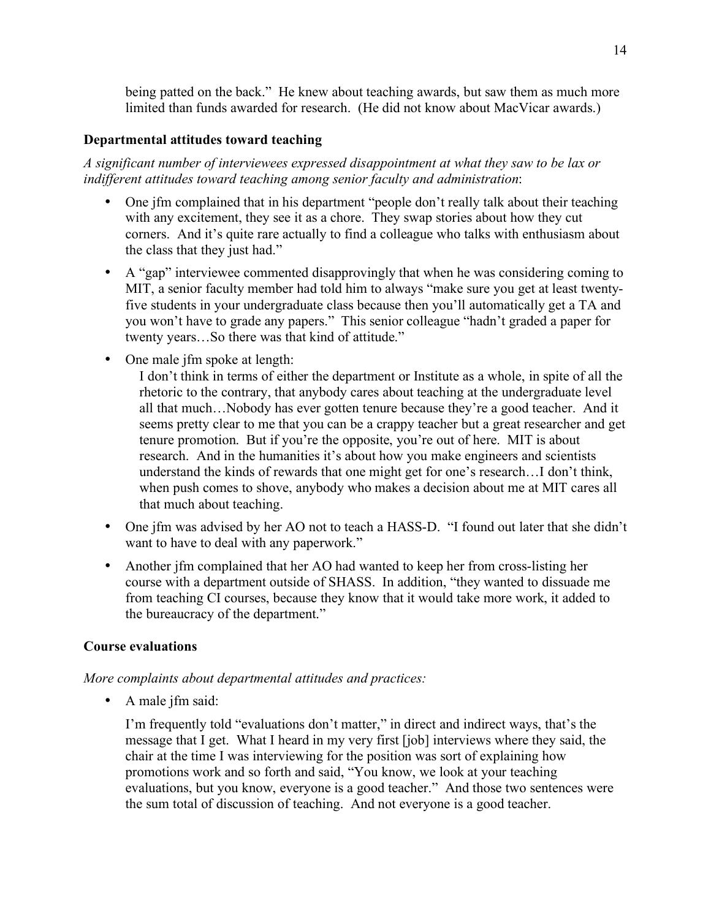being patted on the back." He knew about teaching awards, but saw them as much more limited than funds awarded for research. (He did not know about MacVicar awards.)

### Departmental attitudes toward teaching

*A significant number of interviewees expressed disappointment at what they saw to be lax or indifferent attitudes toward teaching among senior faculty and administration*:

- One jfm complained that in his department "people don't really talk about their teaching with any excitement, they see it as a chore. They swap stories about how they cut corners. And it's quite rare actually to find a colleague who talks with enthusiasm about the class that they just had."
- A "gap" interviewee commented disapprovingly that when he was considering coming to MIT, a senior faculty member had told him to always "make sure you get at least twenty-five students in your undergraduate class because then you'll automatically get a TA and you won't have to grade any papers." This senior colleague "hadn't graded a paper for twenty years…So there was that kind of attitude."
- One male jfm spoke at length:

  I don't think in terms of either the department or Institute as a whole, in spite of all the rhetoric to the contrary, that anybody cares about teaching at the undergraduate level all that much…Nobody has ever gotten tenure because they're a good teacher. And it seems pretty clear to me that you can be a crappy teacher but a great researcher and get tenure promotion. But if you're the opposite, you're out of here. MIT is about research. And in the humanities it's about how you make engineers and scientists understand the kinds of rewards that one might get for one's research…I don't think, when push comes to shove, anybody who makes a decision about me at MIT cares all that much about teaching.
- One jfm was advised by her AO not to teach a HASS-D. "I found out later that she didn't want to have to deal with any paperwork."
- Another jfm complained that her AO had wanted to keep her from cross-listing her course with a department outside of SHASS. In addition, "they wanted to dissuade me from teaching CI courses, because they know that it would take more work, it added to the bureaucracy of the department."

### Course evaluations

*More complaints about departmental attitudes and practices:*

- A male jfm said:

  I'm frequently told "evaluations don't matter," in direct and indirect ways, that's the message that I get. What I heard in my very first [job] interviews where they said, the chair at the time I was interviewing for the position was sort of explaining how promotions work and so forth and said, "You know, we look at your teaching evaluations, but you know, everyone is a good teacher." And those two sentences were the sum total of discussion of teaching. And not everyone is a good teacher.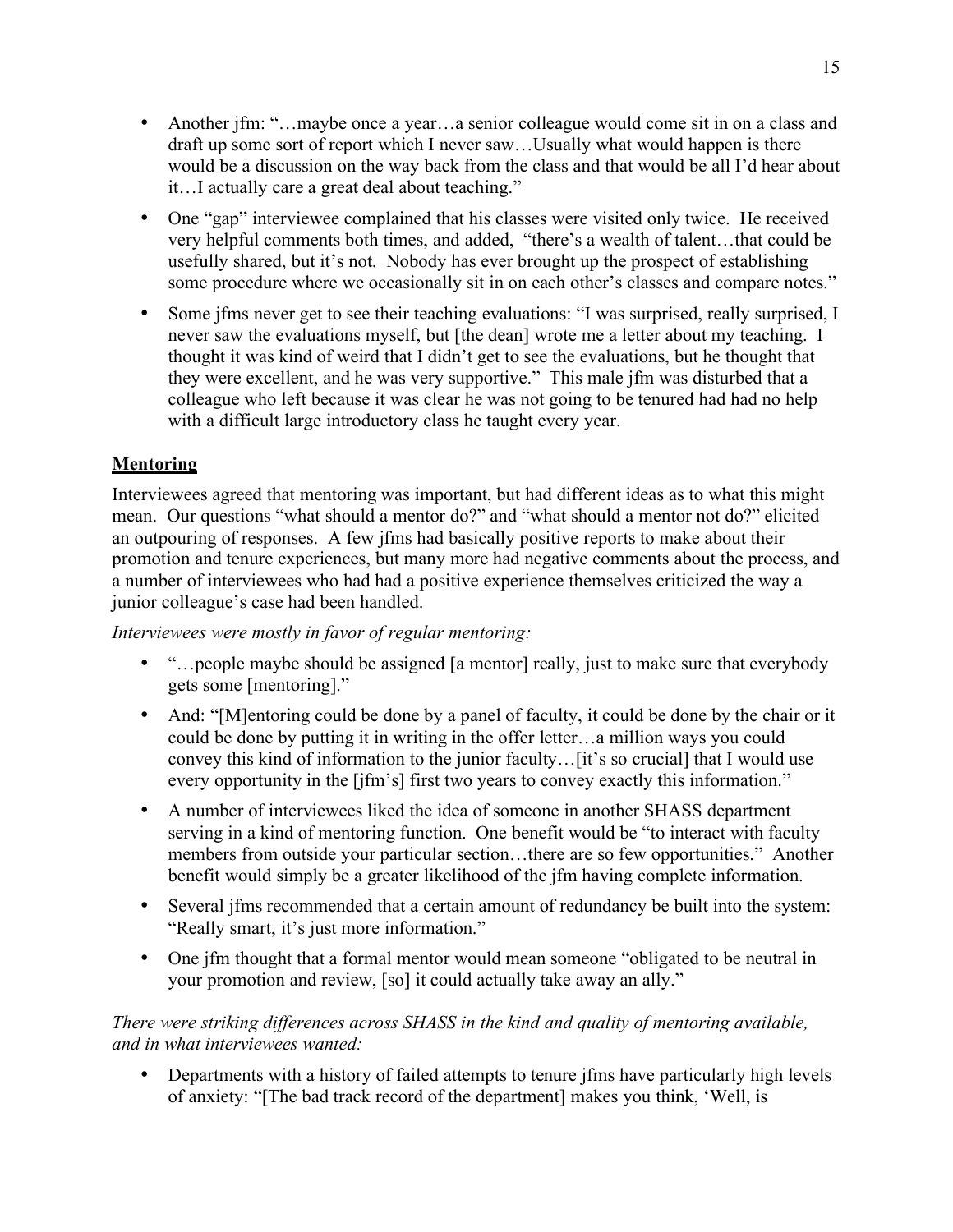- Another jfm: "…maybe once a year…a senior colleague would come sit in on a class and draft up some sort of report which I never saw…Usually what would happen is there would be a discussion on the way back from the class and that would be all I'd hear about it…I actually care a great deal about teaching."
- One "gap" interviewee complained that his classes were visited only twice. He received very helpful comments both times, and added, "there's a wealth of talent…that could be usefully shared, but it's not. Nobody has ever brought up the prospect of establishing some procedure where we occasionally sit in on each other's classes and compare notes."
- Some jfms never get to see their teaching evaluations: "I was surprised, really surprised, I never saw the evaluations myself, but [the dean] wrote me a letter about my teaching. I thought it was kind of weird that I didn't get to see the evaluations, but he thought that they were excellent, and he was very supportive." This male jfm was disturbed that a colleague who left because it was clear he was not going to be tenured had had no help with a difficult large introductory class he taught every year.

## Mentoring

Interviewees agreed that mentoring was important, but had different ideas as to what this might mean. Our questions "what should a mentor do?" and "what should a mentor not do?" elicited an outpouring of responses. A few jfms had basically positive reports to make about their promotion and tenure experiences, but many more had negative comments about the process, and a number of interviewees who had had a positive experience themselves criticized the way a junior colleague's case had been handled.

*Interviewees were mostly in favor of regular mentoring:*

- "…people maybe should be assigned [a mentor] really, just to make sure that everybody gets some [mentoring]."
- And: "[M]entoring could be done by a panel of faculty, it could be done by the chair or it could be done by putting it in writing in the offer letter…a million ways you could convey this kind of information to the junior faculty…[it's so crucial] that I would use every opportunity in the [jfm's] first two years to convey exactly this information."
- A number of interviewees liked the idea of someone in another SHASS department serving in a kind of mentoring function. One benefit would be "to interact with faculty members from outside your particular section…there are so few opportunities." Another benefit would simply be a greater likelihood of the jfm having complete information.
- Several jfms recommended that a certain amount of redundancy be built into the system: "Really smart, it's just more information."
- One jfm thought that a formal mentor would mean someone "obligated to be neutral in your promotion and review, [so] it could actually take away an ally."

*There were striking differences across SHASS in the kind and quality of mentoring available, and in what interviewees wanted:*

- Departments with a history of failed attempts to tenure jfms have particularly high levels of anxiety: "[The bad track record of the department] makes you think, 'Well, is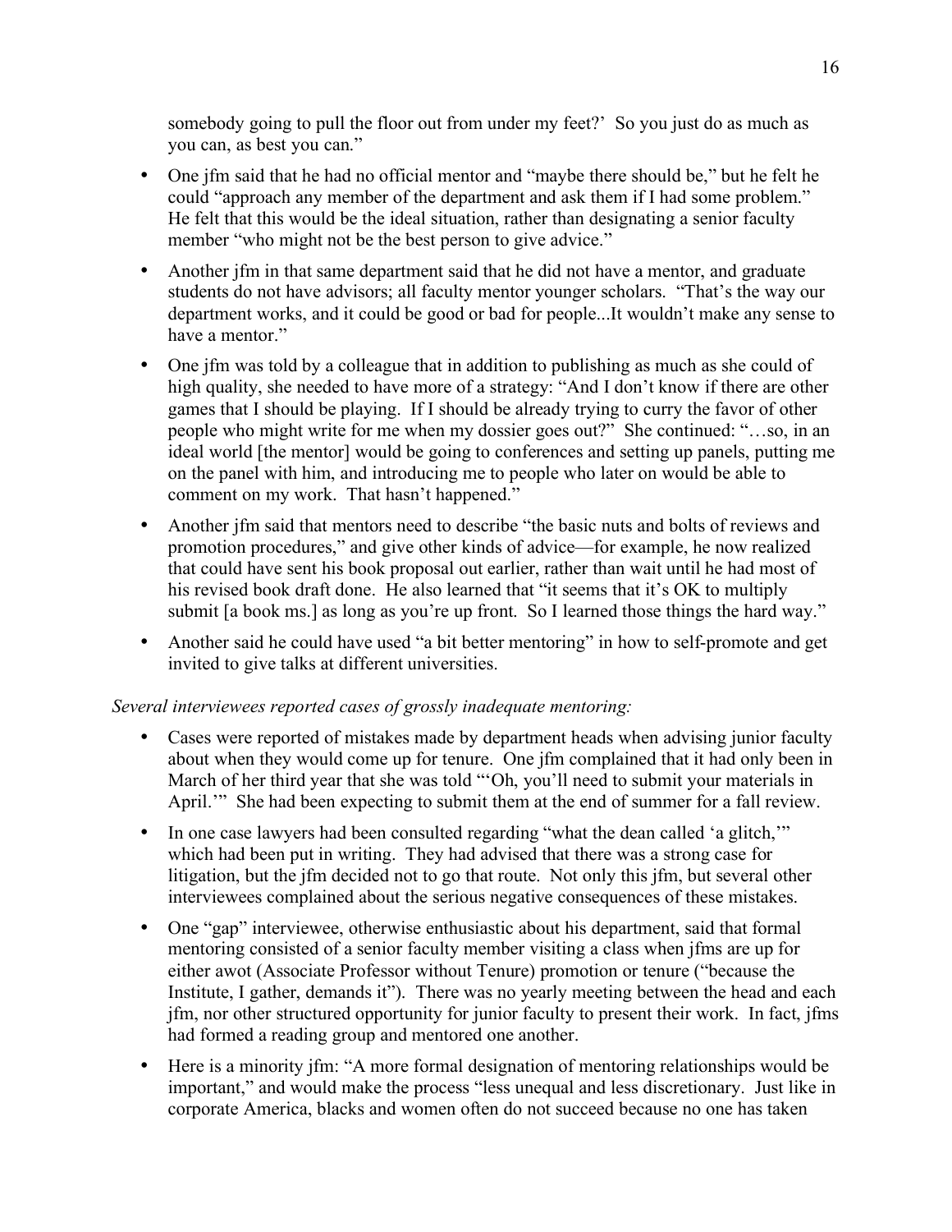somebody going to pull the floor out from under my feet?' So you just do as much as you can, as best you can."

- One jfm said that he had no official mentor and "maybe there should be," but he felt he could "approach any member of the department and ask them if I had some problem." He felt that this would be the ideal situation, rather than designating a senior faculty member "who might not be the best person to give advice."
- Another jfm in that same department said that he did not have a mentor, and graduate students do not have advisors; all faculty mentor younger scholars. "That's the way our department works, and it could be good or bad for people...It wouldn't make any sense to have a mentor."
- One jfm was told by a colleague that in addition to publishing as much as she could of high quality, she needed to have more of a strategy: "And I don't know if there are other games that I should be playing. If I should be already trying to curry the favor of other people who might write for me when my dossier goes out?" She continued: "…so, in an ideal world [the mentor] would be going to conferences and setting up panels, putting me on the panel with him, and introducing me to people who later on would be able to comment on my work. That hasn't happened."
- Another jfm said that mentors need to describe "the basic nuts and bolts of reviews and promotion procedures," and give other kinds of advice—for example, he now realized that could have sent his book proposal out earlier, rather than wait until he had most of his revised book draft done. He also learned that "it seems that it's OK to multiply submit [a book ms.] as long as you're up front. So I learned those things the hard way."
- Another said he could have used "a bit better mentoring" in how to self-promote and get invited to give talks at different universities.

*Several interviewees reported cases of grossly inadequate mentoring:*

- Cases were reported of mistakes made by department heads when advising junior faculty about when they would come up for tenure. One jfm complained that it had only been in March of her third year that she was told "'Oh, you'll need to submit your materials in April.'" She had been expecting to submit them at the end of summer for a fall review.
- In one case lawyers had been consulted regarding "what the dean called 'a glitch,'" which had been put in writing. They had advised that there was a strong case for litigation, but the jfm decided not to go that route. Not only this jfm, but several other interviewees complained about the serious negative consequences of these mistakes.
- One "gap" interviewee, otherwise enthusiastic about his department, said that formal mentoring consisted of a senior faculty member visiting a class when jfms are up for either awot (Associate Professor without Tenure) promotion or tenure ("because the Institute, I gather, demands it"). There was no yearly meeting between the head and each jfm, nor other structured opportunity for junior faculty to present their work. In fact, jfms had formed a reading group and mentored one another.
- Here is a minority jfm: "A more formal designation of mentoring relationships would be important," and would make the process "less unequal and less discretionary. Just like in corporate America, blacks and women often do not succeed because no one has taken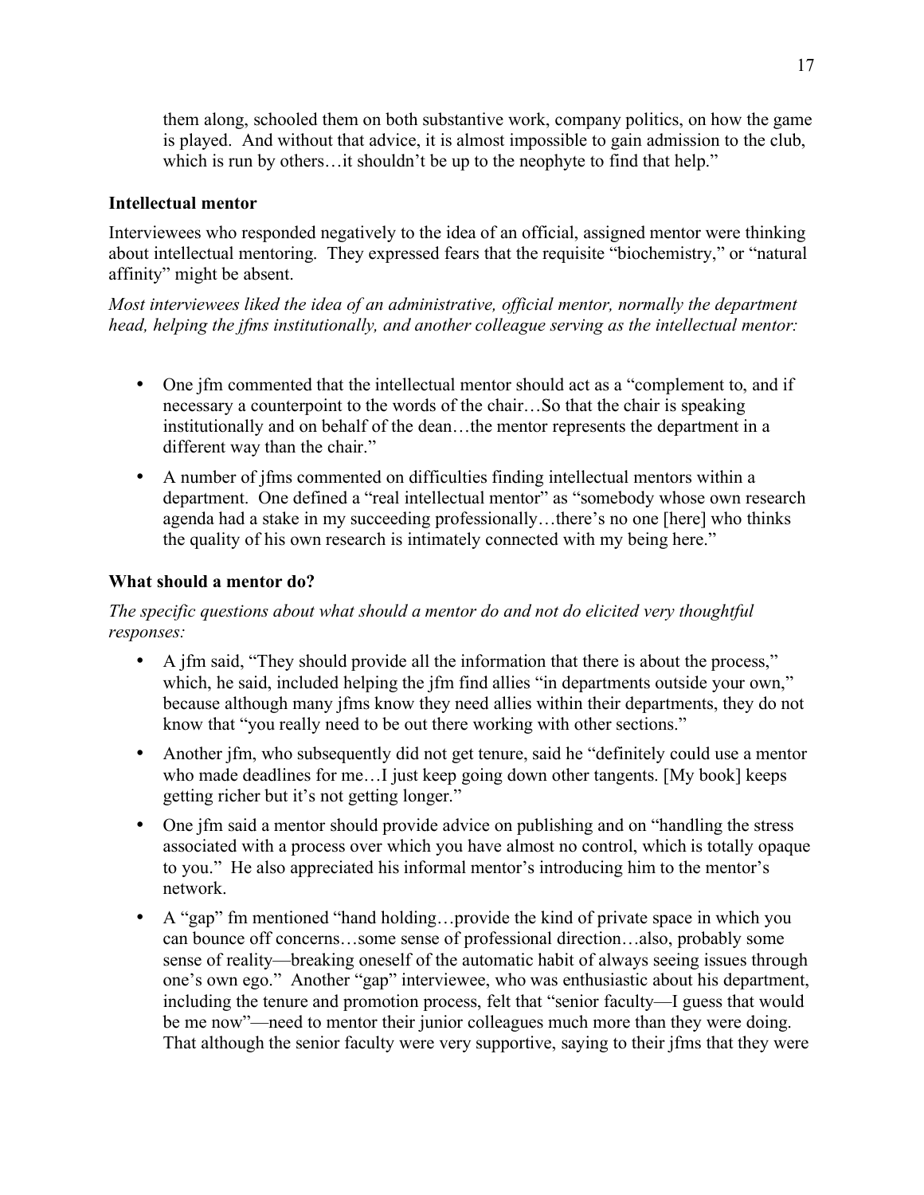them along, schooled them on both substantive work, company politics, on how the game is played. And without that advice, it is almost impossible to gain admission to the club, which is run by others…it shouldn't be up to the neophyte to find that help."

**Intellectual mentor**

Interviewees who responded negatively to the idea of an official, assigned mentor were thinking about intellectual mentoring. They expressed fears that the requisite "biochemistry," or "natural affinity" might be absent.

*Most interviewees liked the idea of an administrative, official mentor, normally the department head, helping the jfms institutionally, and another colleague serving as the intellectual mentor:*

- One jfm commented that the intellectual mentor should act as a "complement to, and if necessary a counterpoint to the words of the chair…So that the chair is speaking institutionally and on behalf of the dean…the mentor represents the department in a different way than the chair."
- A number of jfms commented on difficulties finding intellectual mentors within a department. One defined a "real intellectual mentor" as "somebody whose own research agenda had a stake in my succeeding professionally…there's no one [here] who thinks the quality of his own research is intimately connected with my being here."

**What should a mentor do?**

*The specific questions about what should a mentor do and not do elicited very thoughtful responses:*

- A jfm said, "They should provide all the information that there is about the process," which, he said, included helping the jfm find allies "in departments outside your own," because although many jfms know they need allies within their departments, they do not know that "you really need to be out there working with other sections."
- Another jfm, who subsequently did not get tenure, said he "definitely could use a mentor who made deadlines for me…I just keep going down other tangents. [My book] keeps getting richer but it's not getting longer."
- One jfm said a mentor should provide advice on publishing and on "handling the stress associated with a process over which you have almost no control, which is totally opaque to you." He also appreciated his informal mentor's introducing him to the mentor's network.
- A "gap" fm mentioned "hand holding…provide the kind of private space in which you can bounce off concerns…some sense of professional direction…also, probably some sense of reality—breaking oneself of the automatic habit of always seeing issues through one's own ego." Another "gap" interviewee, who was enthusiastic about his department, including the tenure and promotion process, felt that "senior faculty—I guess that would be me now"—need to mentor their junior colleagues much more than they were doing. That although the senior faculty were very supportive, saying to their jfms that they were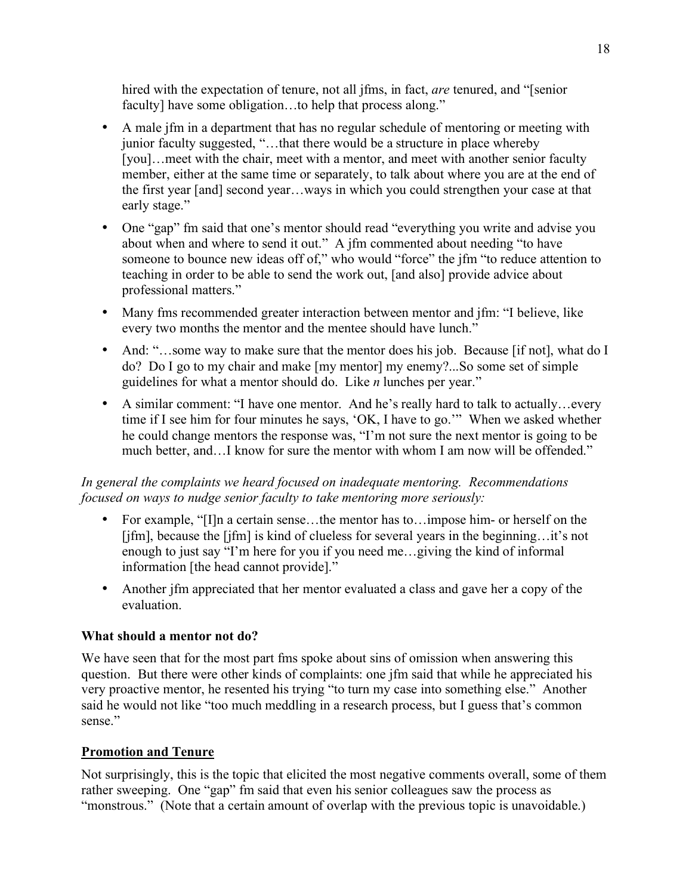hired with the expectation of tenure, not all jfms, in fact, *are* tenured, and "[senior faculty] have some obligation…to help that process along."

- A male jfm in a department that has no regular schedule of mentoring or meeting with junior faculty suggested, "…that there would be a structure in place whereby [you]…meet with the chair, meet with a mentor, and meet with another senior faculty member, either at the same time or separately, to talk about where you are at the end of the first year [and] second year…ways in which you could strengthen your case at that early stage."
- One "gap" fm said that one's mentor should read "everything you write and advise you about when and where to send it out." A jfm commented about needing "to have someone to bounce new ideas off of," who would "force" the jfm "to reduce attention to teaching in order to be able to send the work out, [and also] provide advice about professional matters."
- Many fms recommended greater interaction between mentor and jfm: "I believe, like every two months the mentor and the mentee should have lunch."
- And: "…some way to make sure that the mentor does his job. Because [if not], what do I do? Do I go to my chair and make [my mentor] my enemy?...So some set of simple guidelines for what a mentor should do. Like *n* lunches per year."
- A similar comment: "I have one mentor. And he's really hard to talk to actually…every time if I see him for four minutes he says, 'OK, I have to go.'" When we asked whether he could change mentors the response was, "I'm not sure the next mentor is going to be much better, and…I know for sure the mentor with whom I am now will be offended."

*In general the complaints we heard focused on inadequate mentoring. Recommendations focused on ways to nudge senior faculty to take mentoring more seriously:*

- For example, "[I]n a certain sense…the mentor has to…impose him- or herself on the [jfm], because the [jfm] is kind of clueless for several years in the beginning…it's not enough to just say "I'm here for you if you need me…giving the kind of informal information [the head cannot provide]."
- Another jfm appreciated that her mentor evaluated a class and gave her a copy of the evaluation.

**What should a mentor not do?**

We have seen that for the most part fms spoke about sins of omission when answering this question. But there were other kinds of complaints: one jfm said that while he appreciated his very proactive mentor, he resented his trying "to turn my case into something else." Another said he would not like "too much meddling in a research process, but I guess that's common sense."

## Promotion and Tenure

Not surprisingly, this is the topic that elicited the most negative comments overall, some of them rather sweeping. One "gap" fm said that even his senior colleagues saw the process as "monstrous." (Note that a certain amount of overlap with the previous topic is unavoidable.)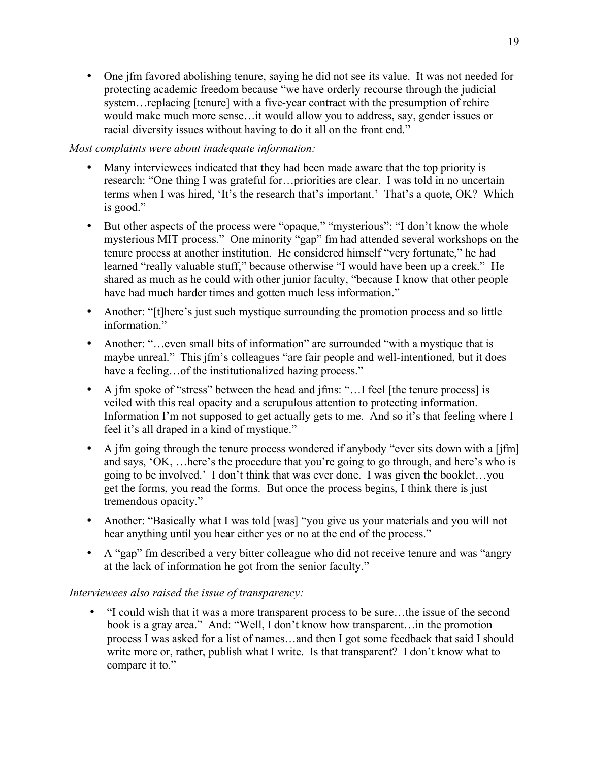- One jfm favored abolishing tenure, saying he did not see its value. It was not needed for protecting academic freedom because "we have orderly recourse through the judicial system…replacing [tenure] with a five-year contract with the presumption of rehire would make much more sense…it would allow you to address, say, gender issues or racial diversity issues without having to do it all on the front end."

*Most complaints were about inadequate information:*

- Many interviewees indicated that they had been made aware that the top priority is research: "One thing I was grateful for…priorities are clear. I was told in no uncertain terms when I was hired, 'It's the research that's important.' That's a quote, OK? Which is good."
- But other aspects of the process were "opaque," "mysterious": "I don't know the whole mysterious MIT process." One minority "gap" fm had attended several workshops on the tenure process at another institution. He considered himself "very fortunate," he had learned "really valuable stuff," because otherwise "I would have been up a creek." He shared as much as he could with other junior faculty, "because I know that other people have had much harder times and gotten much less information."
- Another: "[t]here's just such mystique surrounding the promotion process and so little information."
- Another: "…even small bits of information" are surrounded "with a mystique that is maybe unreal." This jfm's colleagues "are fair people and well-intentioned, but it does have a feeling…of the institutionalized hazing process."
- A jfm spoke of "stress" between the head and jfms: "…I feel [the tenure process] is veiled with this real opacity and a scrupulous attention to protecting information. Information I'm not supposed to get actually gets to me. And so it's that feeling where I feel it's all draped in a kind of mystique."
- A jfm going through the tenure process wondered if anybody "ever sits down with a [jfm] and says, 'OK, …here's the procedure that you're going to go through, and here's who is going to be involved.' I don't think that was ever done. I was given the booklet…you get the forms, you read the forms. But once the process begins, I think there is just tremendous opacity."
- Another: "Basically what I was told [was] "you give us your materials and you will not hear anything until you hear either yes or no at the end of the process."
- A "gap" fm described a very bitter colleague who did not receive tenure and was "angry at the lack of information he got from the senior faculty."

*Interviewees also raised the issue of transparency:*

- "I could wish that it was a more transparent process to be sure…the issue of the second book is a gray area." And: "Well, I don't know how transparent…in the promotion process I was asked for a list of names…and then I got some feedback that said I should write more or, rather, publish what I write. Is that transparent? I don't know what to compare it to."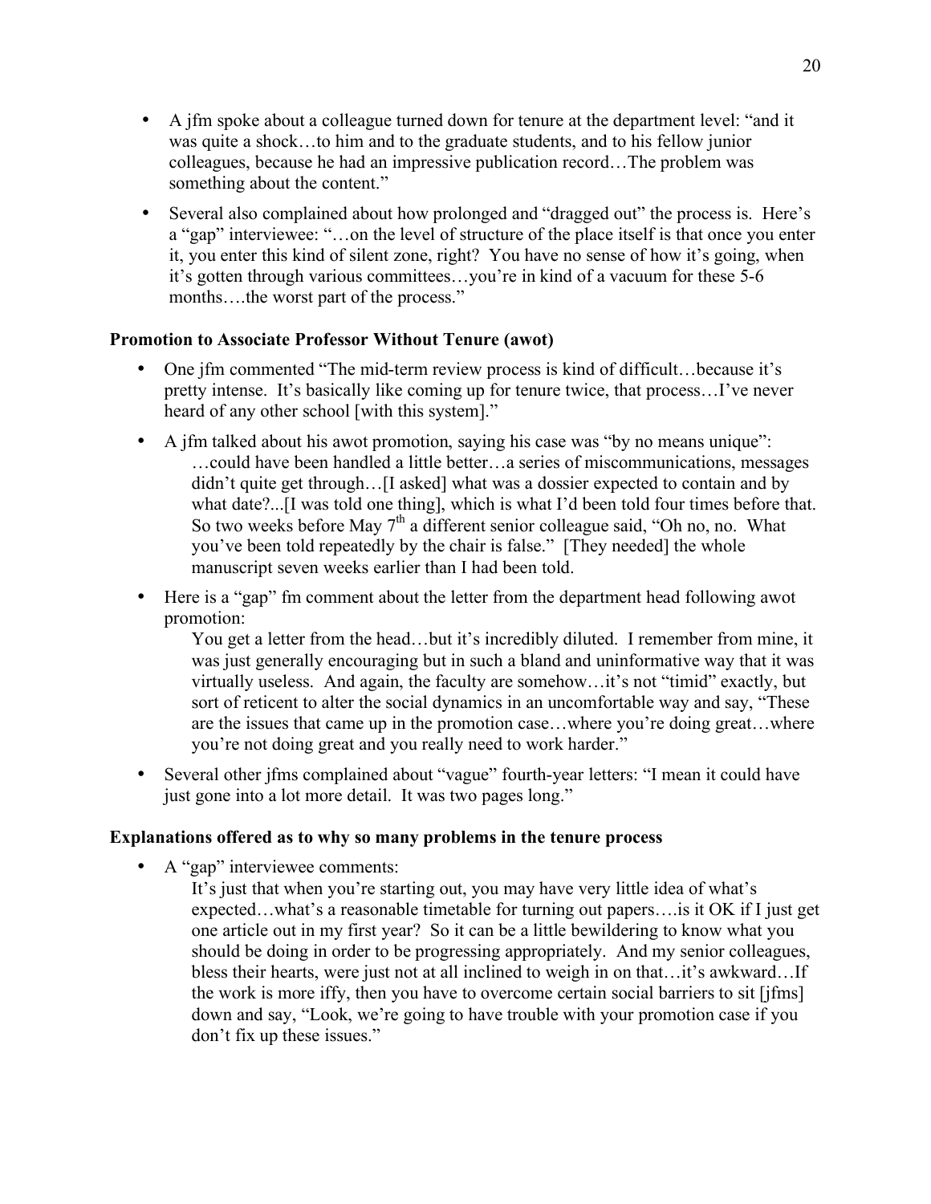- A jfm spoke about a colleague turned down for tenure at the department level: "and it was quite a shock…to him and to the graduate students, and to his fellow junior colleagues, because he had an impressive publication record…The problem was something about the content."
- Several also complained about how prolonged and "dragged out" the process is. Here's a "gap" interviewee: "…on the level of structure of the place itself is that once you enter it, you enter this kind of silent zone, right? You have no sense of how it's going, when it's gotten through various committees…you're in kind of a vacuum for these 5-6 months….the worst part of the process."

**Promotion to Associate Professor Without Tenure (awot)**

- One jfm commented "The mid-term review process is kind of difficult…because it's pretty intense. It's basically like coming up for tenure twice, that process…I've never heard of any other school [with this system]."
- A jfm talked about his awot promotion, saying his case was "by no means unique":

  …could have been handled a little better…a series of miscommunications, messages didn't quite get through…[I asked] what was a dossier expected to contain and by what date?...[I was told one thing], which is what I'd been told four times before that. So two weeks before May 7th a different senior colleague said, "Oh no, no. What you've been told repeatedly by the chair is false." [They needed] the whole manuscript seven weeks earlier than I had been told.

- Here is a "gap" fm comment about the letter from the department head following awot promotion:

  You get a letter from the head…but it's incredibly diluted. I remember from mine, it was just generally encouraging but in such a bland and uninformative way that it was virtually useless. And again, the faculty are somehow…it's not "timid" exactly, but sort of reticent to alter the social dynamics in an uncomfortable way and say, "These are the issues that came up in the promotion case…where you're doing great…where you're not doing great and you really need to work harder."

- Several other jfms complained about "vague" fourth-year letters: "I mean it could have just gone into a lot more detail. It was two pages long."

**Explanations offered as to why so many problems in the tenure process**

- A "gap" interviewee comments:

  It's just that when you're starting out, you may have very little idea of what's expected…what's a reasonable timetable for turning out papers….is it OK if I just get one article out in my first year? So it can be a little bewildering to know what you should be doing in order to be progressing appropriately. And my senior colleagues, bless their hearts, were just not at all inclined to weigh in on that…it's awkward…If the work is more iffy, then you have to overcome certain social barriers to sit [jfms] down and say, "Look, we're going to have trouble with your promotion case if you don't fix up these issues."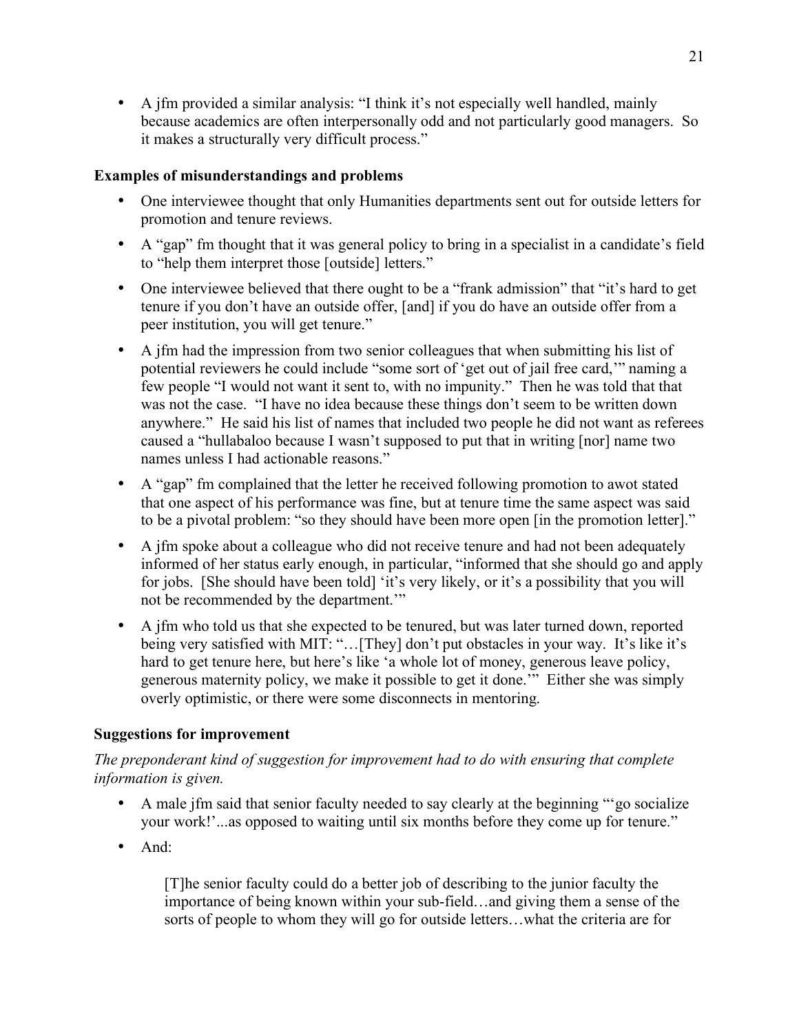- A jfm provided a similar analysis: "I think it's not especially well handled, mainly because academics are often interpersonally odd and not particularly good managers. So it makes a structurally very difficult process."

**Examples of misunderstandings and problems**

- One interviewee thought that only Humanities departments sent out for outside letters for promotion and tenure reviews.
- A "gap" fm thought that it was general policy to bring in a specialist in a candidate's field to "help them interpret those [outside] letters."
- One interviewee believed that there ought to be a "frank admission" that "it's hard to get tenure if you don't have an outside offer, [and] if you do have an outside offer from a peer institution, you will get tenure."
- A jfm had the impression from two senior colleagues that when submitting his list of potential reviewers he could include "some sort of 'get out of jail free card,'" naming a few people "I would not want it sent to, with no impunity." Then he was told that that was not the case. "I have no idea because these things don't seem to be written down anywhere." He said his list of names that included two people he did not want as referees caused a "hullabaloo because I wasn't supposed to put that in writing [nor] name two names unless I had actionable reasons."
- A "gap" fm complained that the letter he received following promotion to awot stated that one aspect of his performance was fine, but at tenure time the same aspect was said to be a pivotal problem: "so they should have been more open [in the promotion letter]."
- A jfm spoke about a colleague who did not receive tenure and had not been adequately informed of her status early enough, in particular, "informed that she should go and apply for jobs. [She should have been told] 'it's very likely, or it's a possibility that you will not be recommended by the department.'"
- A jfm who told us that she expected to be tenured, but was later turned down, reported being very satisfied with MIT: "…[They] don't put obstacles in your way. It's like it's hard to get tenure here, but here's like 'a whole lot of money, generous leave policy, generous maternity policy, we make it possible to get it done.'" Either she was simply overly optimistic, or there were some disconnects in mentoring.

**Suggestions for improvement**

*The preponderant kind of suggestion for improvement had to do with ensuring that complete information is given.*

- A male jfm said that senior faculty needed to say clearly at the beginning "'go socialize your work!'...as opposed to waiting until six months before they come up for tenure."
- And:

> [T]he senior faculty could do a better job of describing to the junior faculty the importance of being known within your sub-field…and giving them a sense of the sorts of people to whom they will go for outside letters…what the criteria are for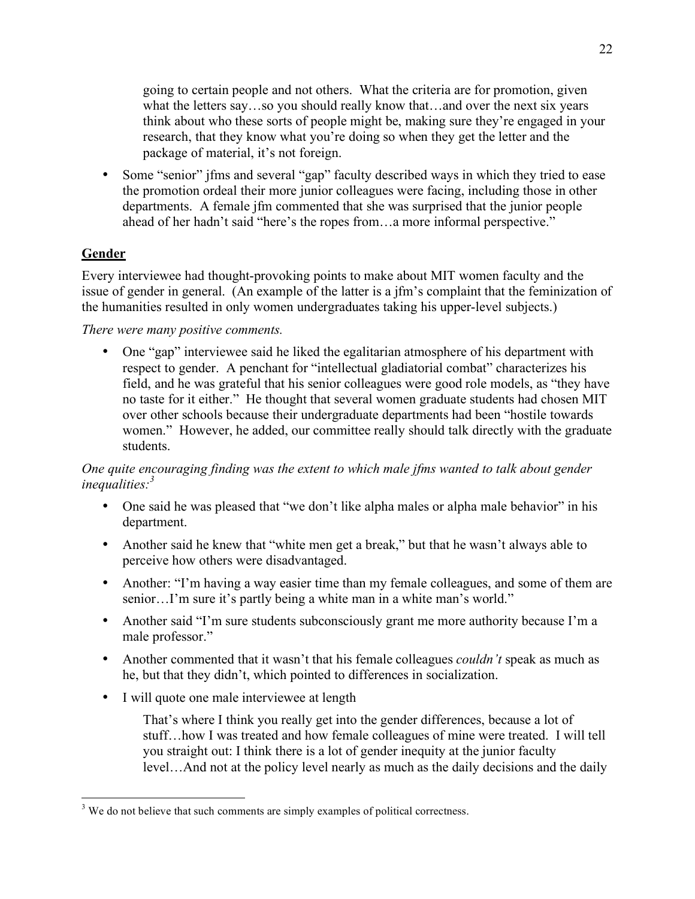going to certain people and not others. What the criteria are for promotion, given what the letters say…so you should really know that…and over the next six years think about who these sorts of people might be, making sure they're engaged in your research, that they know what you're doing so when they get the letter and the package of material, it's not foreign.

- Some "senior" jfms and several "gap" faculty described ways in which they tried to ease the promotion ordeal their more junior colleagues were facing, including those in other departments. A female jfm commented that she was surprised that the junior people ahead of her hadn't said "here's the ropes from…a more informal perspective."

## Gender

Every interviewee had thought-provoking points to make about MIT women faculty and the issue of gender in general. (An example of the latter is a jfm's complaint that the feminization of the humanities resulted in only women undergraduates taking his upper-level subjects.)

*There were many positive comments.*

- One "gap" interviewee said he liked the egalitarian atmosphere of his department with respect to gender. A penchant for "intellectual gladiatorial combat" characterizes his field, and he was grateful that his senior colleagues were good role models, as "they have no taste for it either." He thought that several women graduate students had chosen MIT over other schools because their undergraduate departments had been "hostile towards women." However, he added, our committee really should talk directly with the graduate students.

*One quite encouraging finding was the extent to which male jfms wanted to talk about gender inequalities:*[3]

- One said he was pleased that "we don't like alpha males or alpha male behavior" in his department.
- Another said he knew that "white men get a break," but that he wasn't always able to perceive how others were disadvantaged.
- Another: "I'm having a way easier time than my female colleagues, and some of them are senior…I'm sure it's partly being a white man in a white man's world."
- Another said "I'm sure students subconsciously grant me more authority because I'm a male professor."
- Another commented that it wasn't that his female colleagues *couldn't* speak as much as he, but that they didn't, which pointed to differences in socialization.
- I will quote one male interviewee at length

  That's where I think you really get into the gender differences, because a lot of stuff…how I was treated and how female colleagues of mine were treated. I will tell you straight out: I think there is a lot of gender inequity at the junior faculty level…And not at the policy level nearly as much as the daily decisions and the daily

[3] We do not believe that such comments are simply examples of political correctness.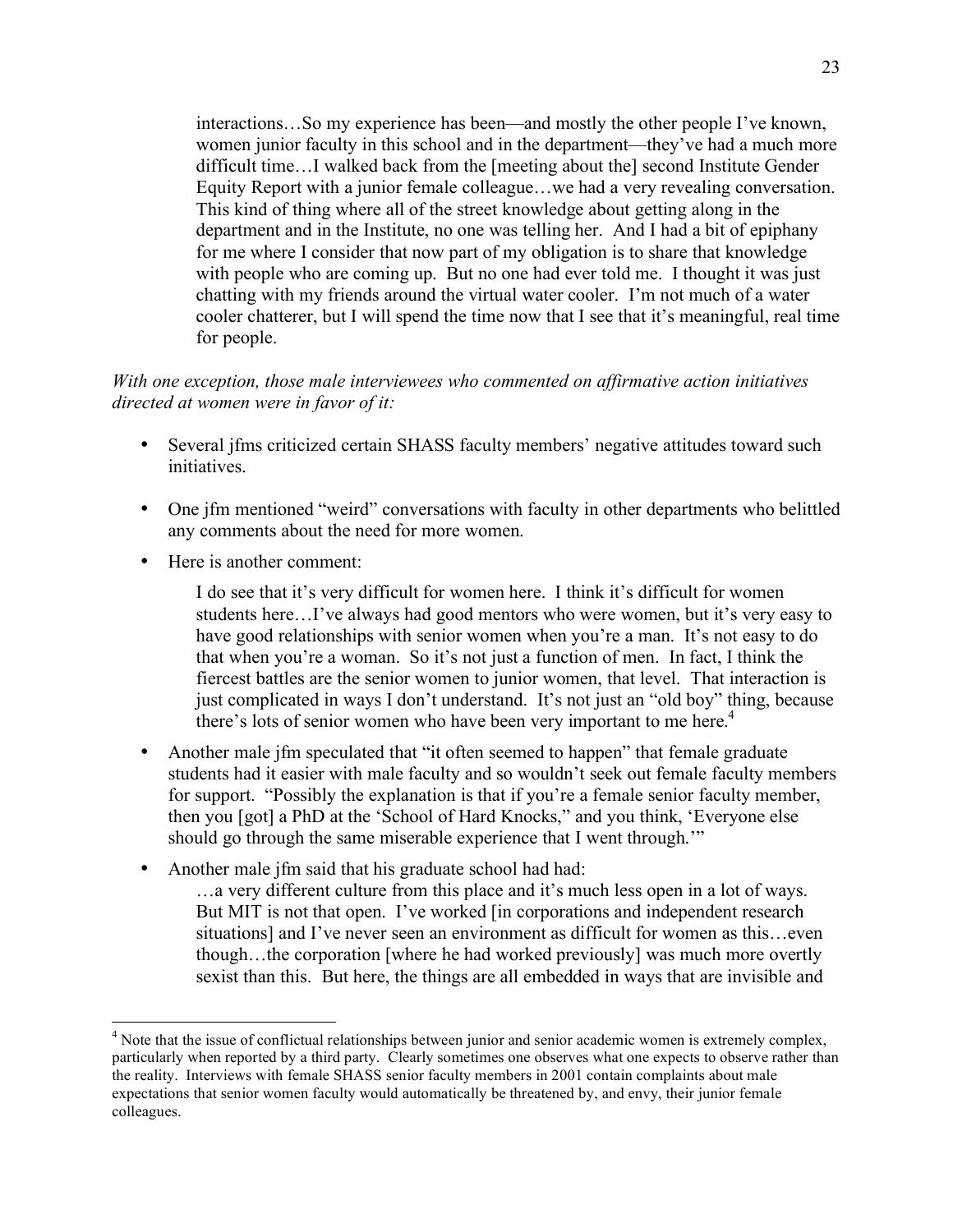> interactions…So my experience has been—and mostly the other people I've known, women junior faculty in this school and in the department—they've had a much more difficult time…I walked back from the [meeting about the] second Institute Gender Equity Report with a junior female colleague…we had a very revealing conversation. This kind of thing where all of the street knowledge about getting along in the department and in the Institute, no one was telling her. And I had a bit of epiphany for me where I consider that now part of my obligation is to share that knowledge with people who are coming up. But no one had ever told me. I thought it was just chatting with my friends around the virtual water cooler. I'm not much of a water cooler chatterer, but I will spend the time now that I see that it's meaningful, real time for people.

*With one exception, those male interviewees who commented on affirmative action initiatives directed at women were in favor of it:*

- Several jfms criticized certain SHASS faculty members' negative attitudes toward such initiatives.
- One jfm mentioned "weird" conversations with faculty in other departments who belittled any comments about the need for more women.
- Here is another comment:

  > I do see that it's very difficult for women here. I think it's difficult for women students here…I've always had good mentors who were women, but it's very easy to have good relationships with senior women when you're a man. It's not easy to do that when you're a woman. So it's not just a function of men. In fact, I think the fiercest battles are the senior women to junior women, that level. That interaction is just complicated in ways I don't understand. It's not just an "old boy" thing, because there's lots of senior women who have been very important to me here.[4]

- Another male jfm speculated that "it often seemed to happen" that female graduate students had it easier with male faculty and so wouldn't seek out female faculty members for support. "Possibly the explanation is that if you're a female senior faculty member, then you [got] a PhD at the 'School of Hard Knocks," and you think, 'Everyone else should go through the same miserable experience that I went through.'"
- Another male jfm said that his graduate school had had:

  > …a very different culture from this place and it's much less open in a lot of ways. But MIT is not that open. I've worked [in corporations and independent research situations] and I've never seen an environment as difficult for women as this…even though…the corporation [where he had worked previously] was much more overtly sexist than this. But here, the things are all embedded in ways that are invisible and

---

[4] Note that the issue of conflictual relationships between junior and senior academic women is extremely complex, particularly when reported by a third party. Clearly sometimes one observes what one expects to observe rather than the reality. Interviews with female SHASS senior faculty members in 2001 contain complaints about male expectations that senior women faculty would automatically be threatened by, and envy, their junior female colleagues.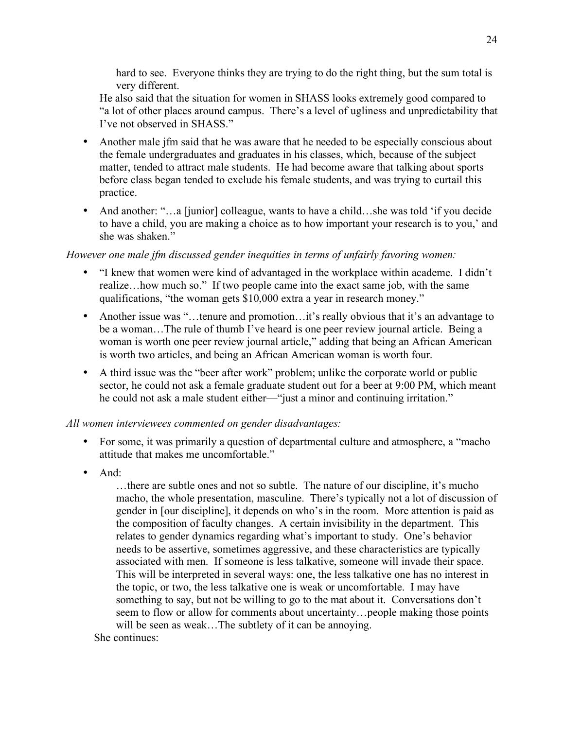> hard to see. Everyone thinks they are trying to do the right thing, but the sum total is very different.

He also said that the situation for women in SHASS looks extremely good compared to "a lot of other places around campus. There's a level of ugliness and unpredictability that I've not observed in SHASS."

- Another male jfm said that he was aware that he needed to be especially conscious about the female undergraduates and graduates in his classes, which, because of the subject matter, tended to attract male students. He had become aware that talking about sports before class began tended to exclude his female students, and was trying to curtail this practice.
- And another: "…a [junior] colleague, wants to have a child…she was told 'if you decide to have a child, you are making a choice as to how important your research is to you,' and she was shaken."

*However one male jfm discussed gender inequities in terms of unfairly favoring women:*

- "I knew that women were kind of advantaged in the workplace within academe. I didn't realize…how much so." If two people came into the exact same job, with the same qualifications, "the woman gets $10,000 extra a year in research money."
- Another issue was "…tenure and promotion…it's really obvious that it's an advantage to be a woman…The rule of thumb I've heard is one peer review journal article. Being a woman is worth one peer review journal article," adding that being an African American is worth two articles, and being an African American woman is worth four.
- A third issue was the "beer after work" problem; unlike the corporate world or public sector, he could not ask a female graduate student out for a beer at 9:00 PM, which meant he could not ask a male student either—"just a minor and continuing irritation."

*All women interviewees commented on gender disadvantages:*

- For some, it was primarily a question of departmental culture and atmosphere, a "macho attitude that makes me uncomfortable."
- And:

> …there are subtle ones and not so subtle. The nature of our discipline, it's mucho macho, the whole presentation, masculine. There's typically not a lot of discussion of gender in [our discipline], it depends on who's in the room. More attention is paid as the composition of faculty changes. A certain invisibility in the department. This relates to gender dynamics regarding what's important to study. One's behavior needs to be assertive, sometimes aggressive, and these characteristics are typically associated with men. If someone is less talkative, someone will invade their space. This will be interpreted in several ways: one, the less talkative one has no interest in the topic, or two, the less talkative one is weak or uncomfortable. I may have something to say, but not be willing to go to the mat about it. Conversations don't seem to flow or allow for comments about uncertainty…people making those points will be seen as weak…The subtlety of it can be annoying.

She continues: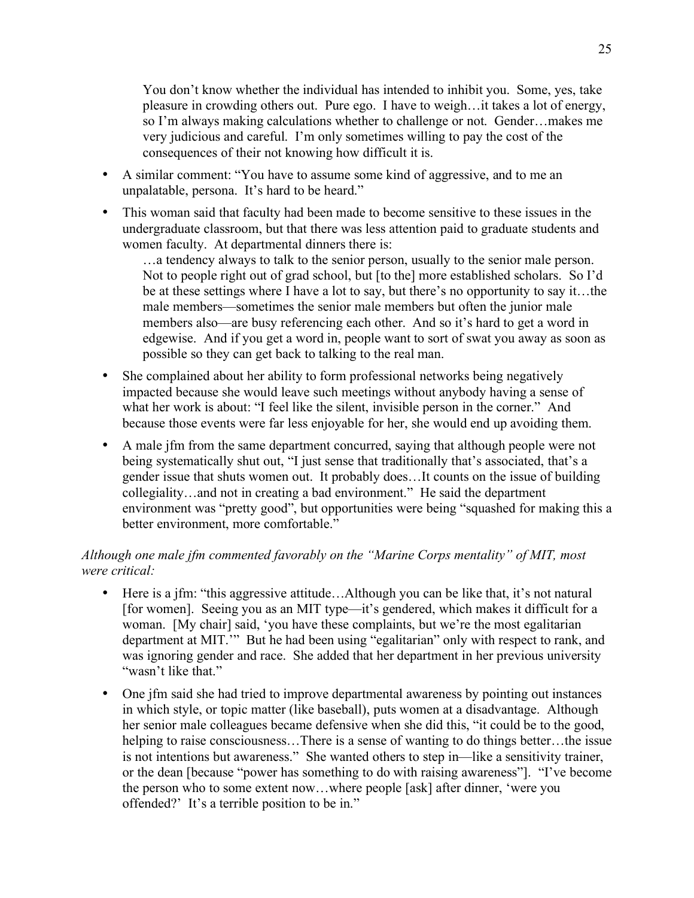> You don't know whether the individual has intended to inhibit you. Some, yes, take pleasure in crowding others out. Pure ego. I have to weigh…it takes a lot of energy, so I'm always making calculations whether to challenge or not. Gender…makes me very judicious and careful. I'm only sometimes willing to pay the cost of the consequences of their not knowing how difficult it is.

- A similar comment: "You have to assume some kind of aggressive, and to me an unpalatable, persona. It's hard to be heard."
- This woman said that faculty had been made to become sensitive to these issues in the undergraduate classroom, but that there was less attention paid to graduate students and women faculty. At departmental dinners there is:

  > …a tendency always to talk to the senior person, usually to the senior male person. Not to people right out of grad school, but [to the] more established scholars. So I'd be at these settings where I have a lot to say, but there's no opportunity to say it…the male members—sometimes the senior male members but often the junior male members also—are busy referencing each other. And so it's hard to get a word in edgewise. And if you get a word in, people want to sort of swat you away as soon as possible so they can get back to talking to the real man.

- She complained about her ability to form professional networks being negatively impacted because she would leave such meetings without anybody having a sense of what her work is about: "I feel like the silent, invisible person in the corner." And because those events were far less enjoyable for her, she would end up avoiding them.
- A male jfm from the same department concurred, saying that although people were not being systematically shut out, "I just sense that traditionally that's associated, that's a gender issue that shuts women out. It probably does…It counts on the issue of building collegiality…and not in creating a bad environment." He said the department environment was "pretty good", but opportunities were being "squashed for making this a better environment, more comfortable."

*Although one male jfm commented favorably on the "Marine Corps mentality" of MIT, most were critical:*

- Here is a jfm: "this aggressive attitude…Although you can be like that, it's not natural [for women]. Seeing you as an MIT type—it's gendered, which makes it difficult for a woman. [My chair] said, 'you have these complaints, but we're the most egalitarian department at MIT.'" But he had been using "egalitarian" only with respect to rank, and was ignoring gender and race. She added that her department in her previous university "wasn't like that."
- One jfm said she had tried to improve departmental awareness by pointing out instances in which style, or topic matter (like baseball), puts women at a disadvantage. Although her senior male colleagues became defensive when she did this, "it could be to the good, helping to raise consciousness…There is a sense of wanting to do things better…the issue is not intentions but awareness." She wanted others to step in—like a sensitivity trainer, or the dean [because "power has something to do with raising awareness"]. "I've become the person who to some extent now…where people [ask] after dinner, 'were you offended?' It's a terrible position to be in."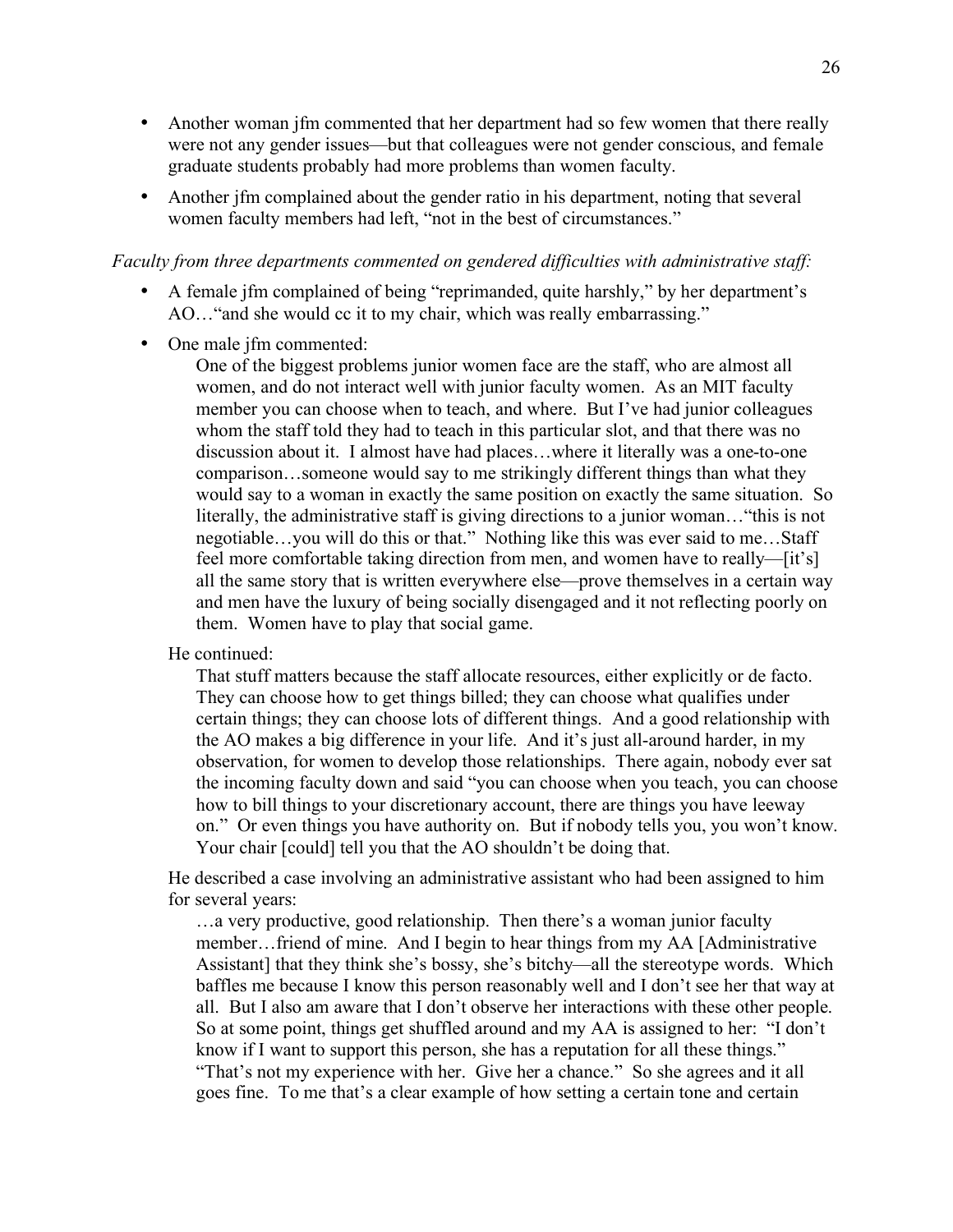- Another woman jfm commented that her department had so few women that there really were not any gender issues—but that colleagues were not gender conscious, and female graduate students probably had more problems than women faculty.
- Another jfm complained about the gender ratio in his department, noting that several women faculty members had left, "not in the best of circumstances."

*Faculty from three departments commented on gendered difficulties with administrative staff:*

- A female jfm complained of being "reprimanded, quite harshly," by her department's AO…"and she would cc it to my chair, which was really embarrassing."
- One male jfm commented:

  > One of the biggest problems junior women face are the staff, who are almost all women, and do not interact well with junior faculty women. As an MIT faculty member you can choose when to teach, and where. But I've had junior colleagues whom the staff told they had to teach in this particular slot, and that there was no discussion about it. I almost have had places…where it literally was a one-to-one comparison…someone would say to me strikingly different things than what they would say to a woman in exactly the same position on exactly the same situation. So literally, the administrative staff is giving directions to a junior woman…"this is not negotiable…you will do this or that." Nothing like this was ever said to me…Staff feel more comfortable taking direction from men, and women have to really—[it's] all the same story that is written everywhere else—prove themselves in a certain way and men have the luxury of being socially disengaged and it not reflecting poorly on them. Women have to play that social game.

  He continued:

  > That stuff matters because the staff allocate resources, either explicitly or de facto. They can choose how to get things billed; they can choose what qualifies under certain things; they can choose lots of different things. And a good relationship with the AO makes a big difference in your life. And it's just all-around harder, in my observation, for women to develop those relationships. There again, nobody ever sat the incoming faculty down and said "you can choose when you teach, you can choose how to bill things to your discretionary account, there are things you have leeway on." Or even things you have authority on. But if nobody tells you, you won't know. Your chair [could] tell you that the AO shouldn't be doing that.

  He described a case involving an administrative assistant who had been assigned to him for several years:

  > …a very productive, good relationship. Then there's a woman junior faculty member…friend of mine. And I begin to hear things from my AA [Administrative Assistant] that they think she's bossy, she's bitchy—all the stereotype words. Which baffles me because I know this person reasonably well and I don't see her that way at all. But I also am aware that I don't observe her interactions with these other people. So at some point, things get shuffled around and my AA is assigned to her: "I don't know if I want to support this person, she has a reputation for all these things." "That's not my experience with her. Give her a chance." So she agrees and it all goes fine. To me that's a clear example of how setting a certain tone and certain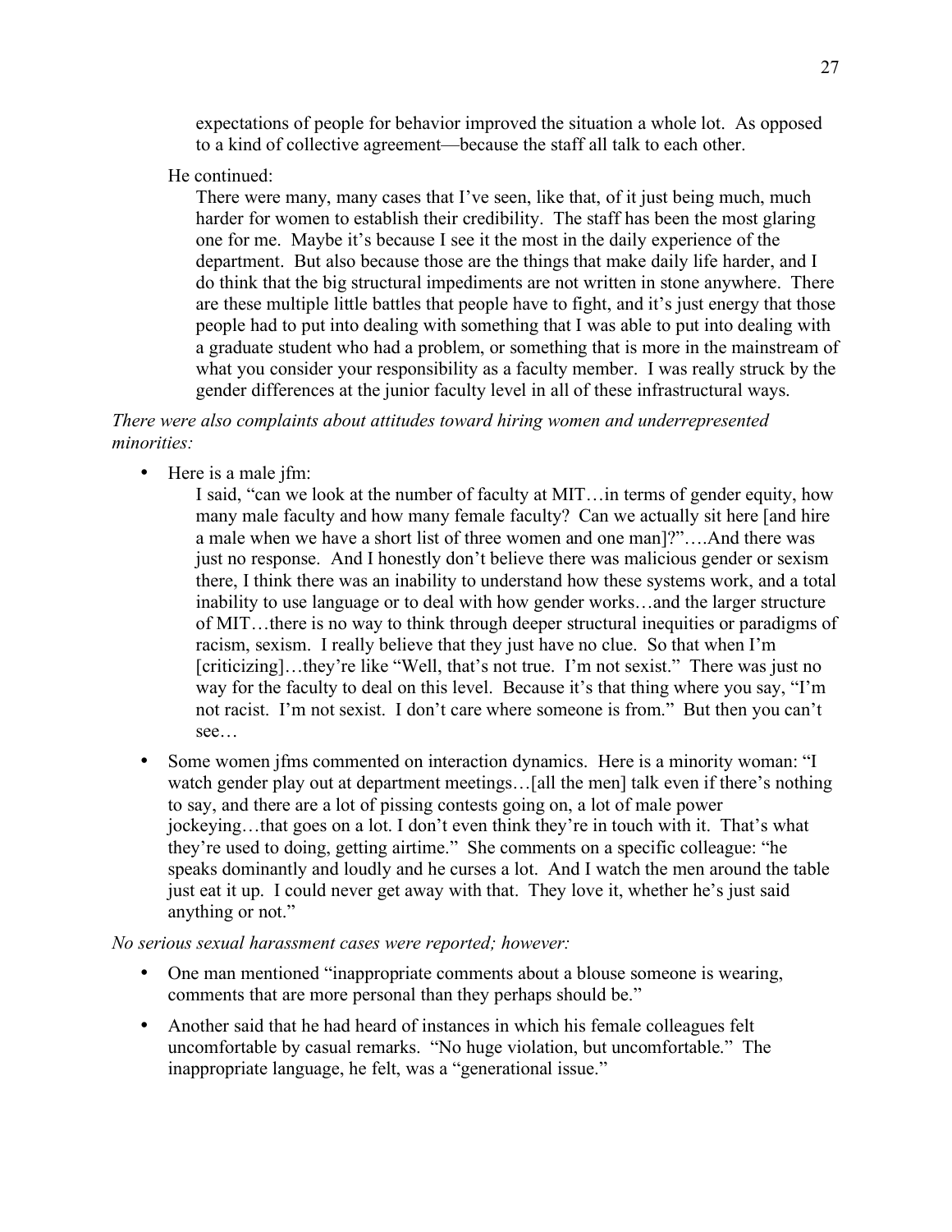> expectations of people for behavior improved the situation a whole lot. As opposed to a kind of collective agreement—because the staff all talk to each other.

He continued:

> There were many, many cases that I've seen, like that, of it just being much, much harder for women to establish their credibility. The staff has been the most glaring one for me. Maybe it's because I see it the most in the daily experience of the department. But also because those are the things that make daily life harder, and I do think that the big structural impediments are not written in stone anywhere. There are these multiple little battles that people have to fight, and it's just energy that those people had to put into dealing with something that I was able to put into dealing with a graduate student who had a problem, or something that is more in the mainstream of what you consider your responsibility as a faculty member. I was really struck by the gender differences at the junior faculty level in all of these infrastructural ways.

*There were also complaints about attitudes toward hiring women and underrepresented minorities:*

- Here is a male jfm:

  > I said, "can we look at the number of faculty at MIT…in terms of gender equity, how many male faculty and how many female faculty? Can we actually sit here [and hire a male when we have a short list of three women and one man]?"….And there was just no response. And I honestly don't believe there was malicious gender or sexism there, I think there was an inability to understand how these systems work, and a total inability to use language or to deal with how gender works…and the larger structure of MIT…there is no way to think through deeper structural inequities or paradigms of racism, sexism. I really believe that they just have no clue. So that when I'm [criticizing]…they're like "Well, that's not true. I'm not sexist." There was just no way for the faculty to deal on this level. Because it's that thing where you say, "I'm not racist. I'm not sexist. I don't care where someone is from." But then you can't see…

- Some women jfms commented on interaction dynamics. Here is a minority woman: "I watch gender play out at department meetings…[all the men] talk even if there's nothing to say, and there are a lot of pissing contests going on, a lot of male power jockeying…that goes on a lot. I don't even think they're in touch with it. That's what they're used to doing, getting airtime." She comments on a specific colleague: "he speaks dominantly and loudly and he curses a lot. And I watch the men around the table just eat it up. I could never get away with that. They love it, whether he's just said anything or not."

*No serious sexual harassment cases were reported; however:*

- One man mentioned "inappropriate comments about a blouse someone is wearing, comments that are more personal than they perhaps should be."
- Another said that he had heard of instances in which his female colleagues felt uncomfortable by casual remarks. "No huge violation, but uncomfortable." The inappropriate language, he felt, was a "generational issue."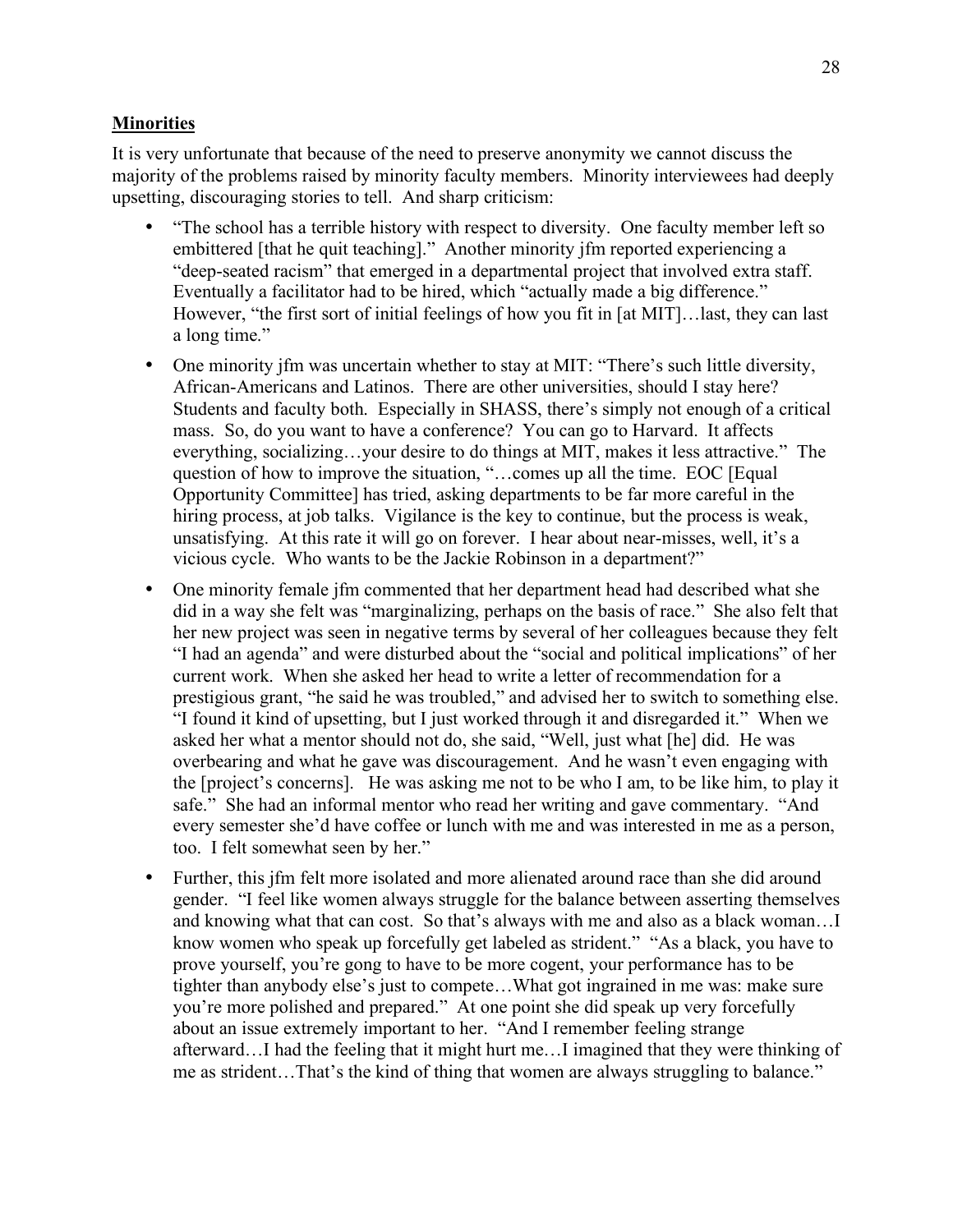**Minorities**

It is very unfortunate that because of the need to preserve anonymity we cannot discuss the majority of the problems raised by minority faculty members. Minority interviewees had deeply upsetting, discouraging stories to tell. And sharp criticism:

- "The school has a terrible history with respect to diversity. One faculty member left so embittered [that he quit teaching]." Another minority jfm reported experiencing a "deep-seated racism" that emerged in a departmental project that involved extra staff. Eventually a facilitator had to be hired, which "actually made a big difference." However, "the first sort of initial feelings of how you fit in [at MIT]…last, they can last a long time."
- One minority jfm was uncertain whether to stay at MIT: "There's such little diversity, African-Americans and Latinos. There are other universities, should I stay here? Students and faculty both. Especially in SHASS, there's simply not enough of a critical mass. So, do you want to have a conference? You can go to Harvard. It affects everything, socializing…your desire to do things at MIT, makes it less attractive." The question of how to improve the situation, "…comes up all the time. EOC [Equal Opportunity Committee] has tried, asking departments to be far more careful in the hiring process, at job talks. Vigilance is the key to continue, but the process is weak, unsatisfying. At this rate it will go on forever. I hear about near-misses, well, it's a vicious cycle. Who wants to be the Jackie Robinson in a department?"
- One minority female jfm commented that her department head had described what she did in a way she felt was "marginalizing, perhaps on the basis of race." She also felt that her new project was seen in negative terms by several of her colleagues because they felt "I had an agenda" and were disturbed about the "social and political implications" of her current work. When she asked her head to write a letter of recommendation for a prestigious grant, "he said he was troubled," and advised her to switch to something else. "I found it kind of upsetting, but I just worked through it and disregarded it." When we asked her what a mentor should not do, she said, "Well, just what [he] did. He was overbearing and what he gave was discouragement. And he wasn't even engaging with the [project's concerns]. He was asking me not to be who I am, to be like him, to play it safe." She had an informal mentor who read her writing and gave commentary. "And every semester she'd have coffee or lunch with me and was interested in me as a person, too. I felt somewhat seen by her."
- Further, this jfm felt more isolated and more alienated around race than she did around gender. "I feel like women always struggle for the balance between asserting themselves and knowing what that can cost. So that's always with me and also as a black woman…I know women who speak up forcefully get labeled as strident." "As a black, you have to prove yourself, you're gong to have to be more cogent, your performance has to be tighter than anybody else's just to compete…What got ingrained in me was: make sure you're more polished and prepared." At one point she did speak up very forcefully about an issue extremely important to her. "And I remember feeling strange afterward…I had the feeling that it might hurt me…I imagined that they were thinking of me as strident…That's the kind of thing that women are always struggling to balance."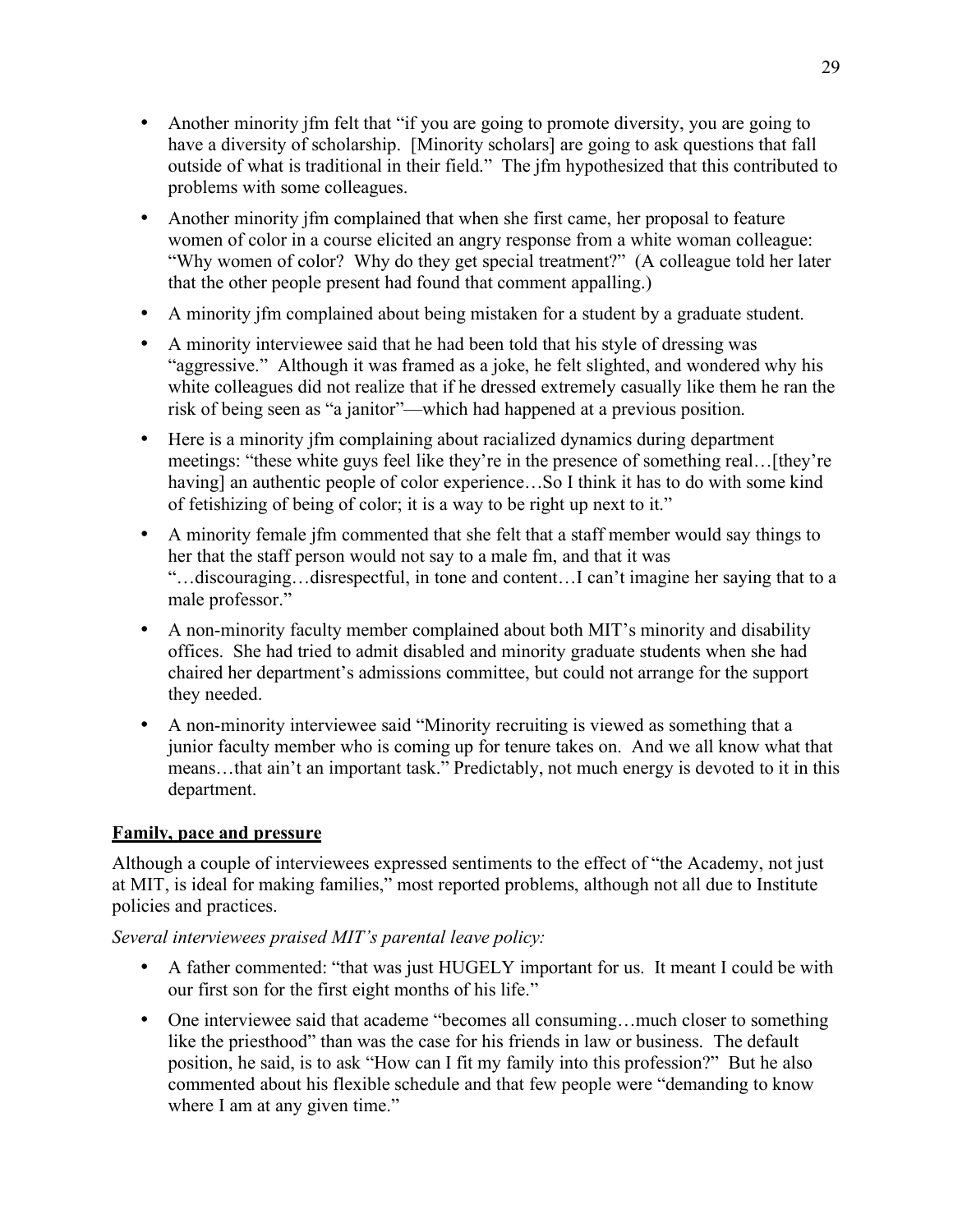- Another minority jfm felt that "if you are going to promote diversity, you are going to have a diversity of scholarship. [Minority scholars] are going to ask questions that fall outside of what is traditional in their field." The jfm hypothesized that this contributed to problems with some colleagues.
- Another minority jfm complained that when she first came, her proposal to feature women of color in a course elicited an angry response from a white woman colleague: "Why women of color? Why do they get special treatment?" (A colleague told her later that the other people present had found that comment appalling.)
- A minority jfm complained about being mistaken for a student by a graduate student.
- A minority interviewee said that he had been told that his style of dressing was "aggressive." Although it was framed as a joke, he felt slighted, and wondered why his white colleagues did not realize that if he dressed extremely casually like them he ran the risk of being seen as "a janitor"—which had happened at a previous position.
- Here is a minority jfm complaining about racialized dynamics during department meetings: "these white guys feel like they're in the presence of something real…[they're having] an authentic people of color experience…So I think it has to do with some kind of fetishizing of being of color; it is a way to be right up next to it."
- A minority female jfm commented that she felt that a staff member would say things to her that the staff person would not say to a male fm, and that it was "…discouraging…disrespectful, in tone and content…I can't imagine her saying that to a male professor."
- A non-minority faculty member complained about both MIT's minority and disability offices. She had tried to admit disabled and minority graduate students when she had chaired her department's admissions committee, but could not arrange for the support they needed.
- A non-minority interviewee said "Minority recruiting is viewed as something that a junior faculty member who is coming up for tenure takes on. And we all know what that means…that ain't an important task." Predictably, not much energy is devoted to it in this department.

**Family, pace and pressure**

Although a couple of interviewees expressed sentiments to the effect of "the Academy, not just at MIT, is ideal for making families," most reported problems, although not all due to Institute policies and practices.

*Several interviewees praised MIT's parental leave policy:*

- A father commented: "that was just HUGELY important for us. It meant I could be with our first son for the first eight months of his life."
- One interviewee said that academe "becomes all consuming…much closer to something like the priesthood" than was the case for his friends in law or business. The default position, he said, is to ask "How can I fit my family into this profession?" But he also commented about his flexible schedule and that few people were "demanding to know where I am at any given time."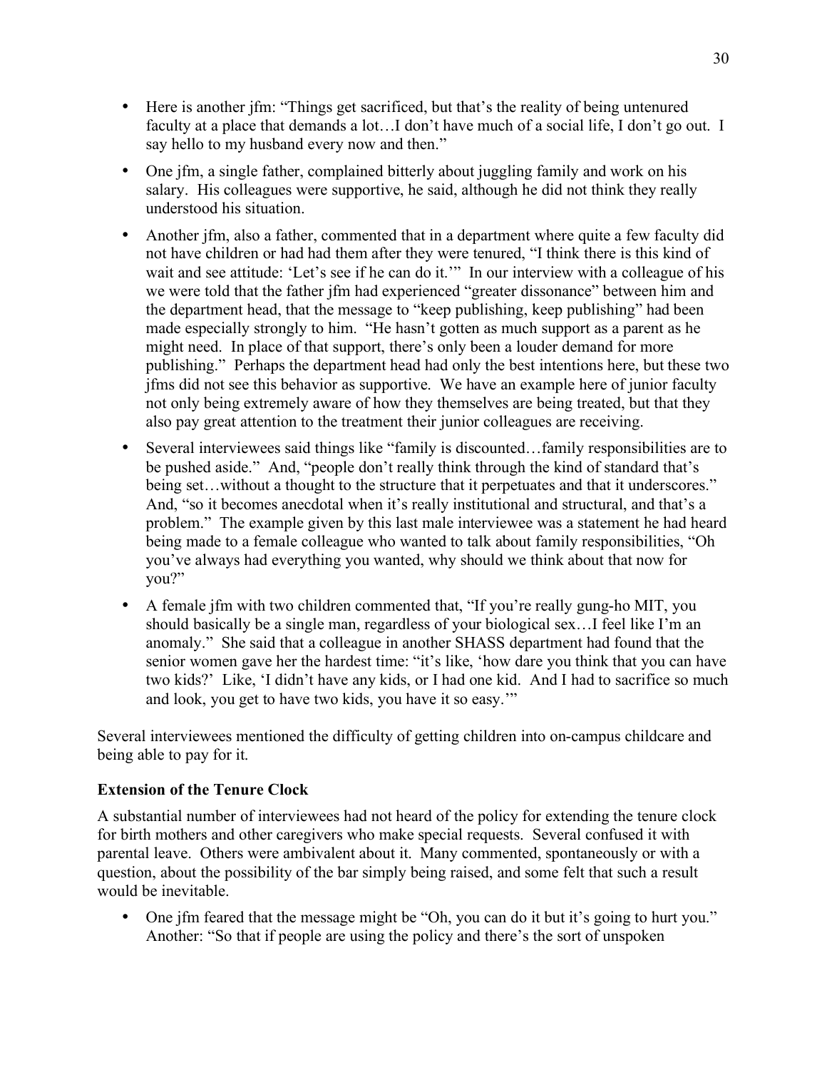- Here is another jfm: "Things get sacrificed, but that's the reality of being untenured faculty at a place that demands a lot…I don't have much of a social life, I don't go out. I say hello to my husband every now and then."
- One jfm, a single father, complained bitterly about juggling family and work on his salary. His colleagues were supportive, he said, although he did not think they really understood his situation.
- Another jfm, also a father, commented that in a department where quite a few faculty did not have children or had had them after they were tenured, "I think there is this kind of wait and see attitude: 'Let's see if he can do it.'" In our interview with a colleague of his we were told that the father jfm had experienced "greater dissonance" between him and the department head, that the message to "keep publishing, keep publishing" had been made especially strongly to him. "He hasn't gotten as much support as a parent as he might need. In place of that support, there's only been a louder demand for more publishing." Perhaps the department head had only the best intentions here, but these two jfms did not see this behavior as supportive. We have an example here of junior faculty not only being extremely aware of how they themselves are being treated, but that they also pay great attention to the treatment their junior colleagues are receiving.
- Several interviewees said things like "family is discounted…family responsibilities are to be pushed aside." And, "people don't really think through the kind of standard that's being set…without a thought to the structure that it perpetuates and that it underscores." And, "so it becomes anecdotal when it's really institutional and structural, and that's a problem." The example given by this last male interviewee was a statement he had heard being made to a female colleague who wanted to talk about family responsibilities, "Oh you've always had everything you wanted, why should we think about that now for you?"
- A female jfm with two children commented that, "If you're really gung-ho MIT, you should basically be a single man, regardless of your biological sex…I feel like I'm an anomaly." She said that a colleague in another SHASS department had found that the senior women gave her the hardest time: "it's like, 'how dare you think that you can have two kids?' Like, 'I didn't have any kids, or I had one kid. And I had to sacrifice so much and look, you get to have two kids, you have it so easy.'"

Several interviewees mentioned the difficulty of getting children into on-campus childcare and being able to pay for it.

**Extension of the Tenure Clock**

A substantial number of interviewees had not heard of the policy for extending the tenure clock for birth mothers and other caregivers who make special requests. Several confused it with parental leave. Others were ambivalent about it. Many commented, spontaneously or with a question, about the possibility of the bar simply being raised, and some felt that such a result would be inevitable.

- One jfm feared that the message might be "Oh, you can do it but it's going to hurt you." Another: "So that if people are using the policy and there's the sort of unspoken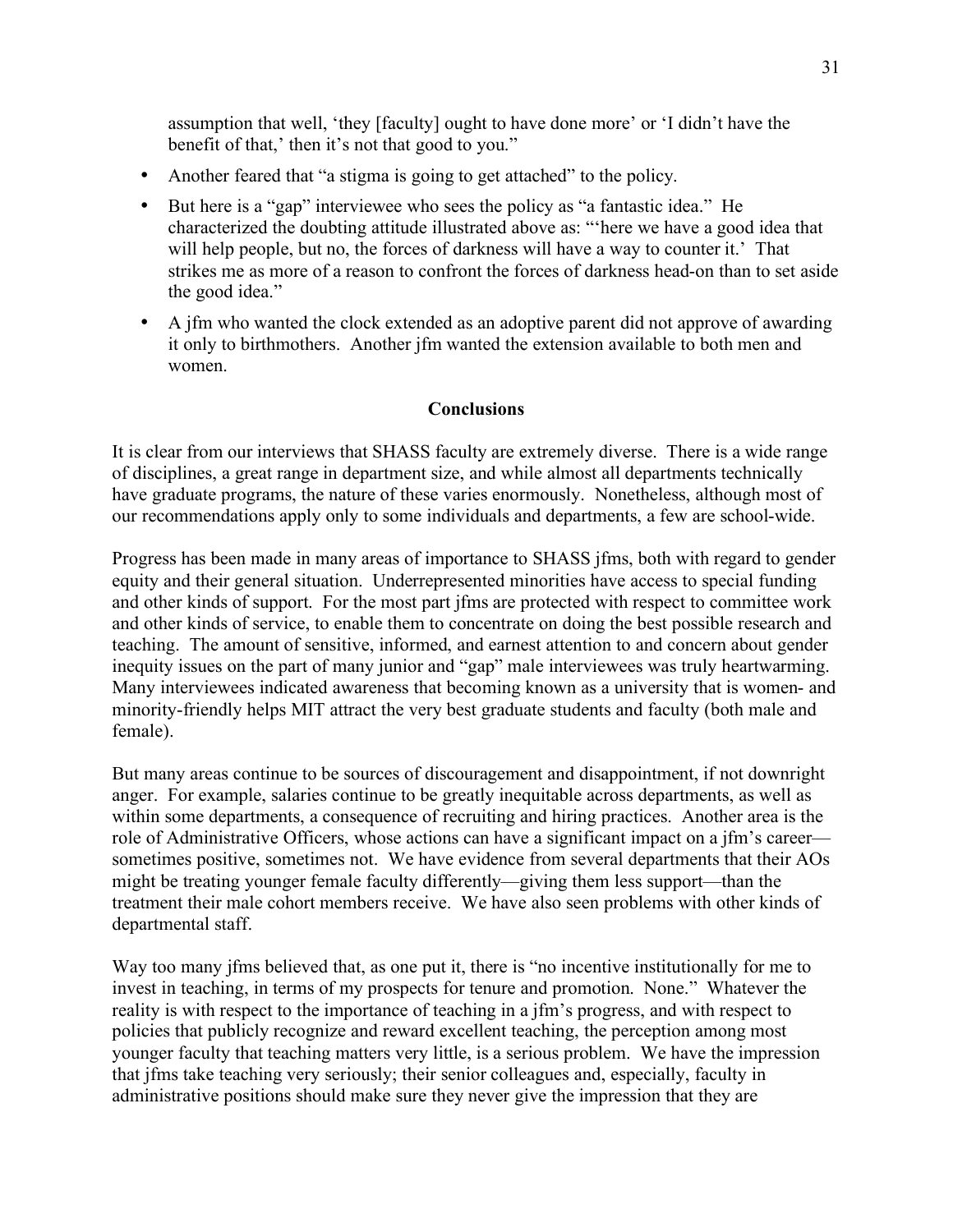assumption that well, 'they [faculty] ought to have done more' or 'I didn't have the benefit of that,' then it's not that good to you."

- Another feared that "a stigma is going to get attached" to the policy.
- But here is a "gap" interviewee who sees the policy as "a fantastic idea." He characterized the doubting attitude illustrated above as: "'here we have a good idea that will help people, but no, the forces of darkness will have a way to counter it.' That strikes me as more of a reason to confront the forces of darkness head-on than to set aside the good idea."
- A jfm who wanted the clock extended as an adoptive parent did not approve of awarding it only to birthmothers. Another jfm wanted the extension available to both men and women.

## Conclusions

It is clear from our interviews that SHASS faculty are extremely diverse. There is a wide range of disciplines, a great range in department size, and while almost all departments technically have graduate programs, the nature of these varies enormously. Nonetheless, although most of our recommendations apply only to some individuals and departments, a few are school-wide.

Progress has been made in many areas of importance to SHASS jfms, both with regard to gender equity and their general situation. Underrepresented minorities have access to special funding and other kinds of support. For the most part jfms are protected with respect to committee work and other kinds of service, to enable them to concentrate on doing the best possible research and teaching. The amount of sensitive, informed, and earnest attention to and concern about gender inequity issues on the part of many junior and "gap" male interviewees was truly heartwarming. Many interviewees indicated awareness that becoming known as a university that is women- and minority-friendly helps MIT attract the very best graduate students and faculty (both male and female).

But many areas continue to be sources of discouragement and disappointment, if not downright anger. For example, salaries continue to be greatly inequitable across departments, as well as within some departments, a consequence of recruiting and hiring practices. Another area is the role of Administrative Officers, whose actions can have a significant impact on a jfm's career—sometimes positive, sometimes not. We have evidence from several departments that their AOs might be treating younger female faculty differently—giving them less support—than the treatment their male cohort members receive. We have also seen problems with other kinds of departmental staff.

Way too many jfms believed that, as one put it, there is "no incentive institutionally for me to invest in teaching, in terms of my prospects for tenure and promotion. None." Whatever the reality is with respect to the importance of teaching in a jfm's progress, and with respect to policies that publicly recognize and reward excellent teaching, the perception among most younger faculty that teaching matters very little, is a serious problem. We have the impression that jfms take teaching very seriously; their senior colleagues and, especially, faculty in administrative positions should make sure they never give the impression that they are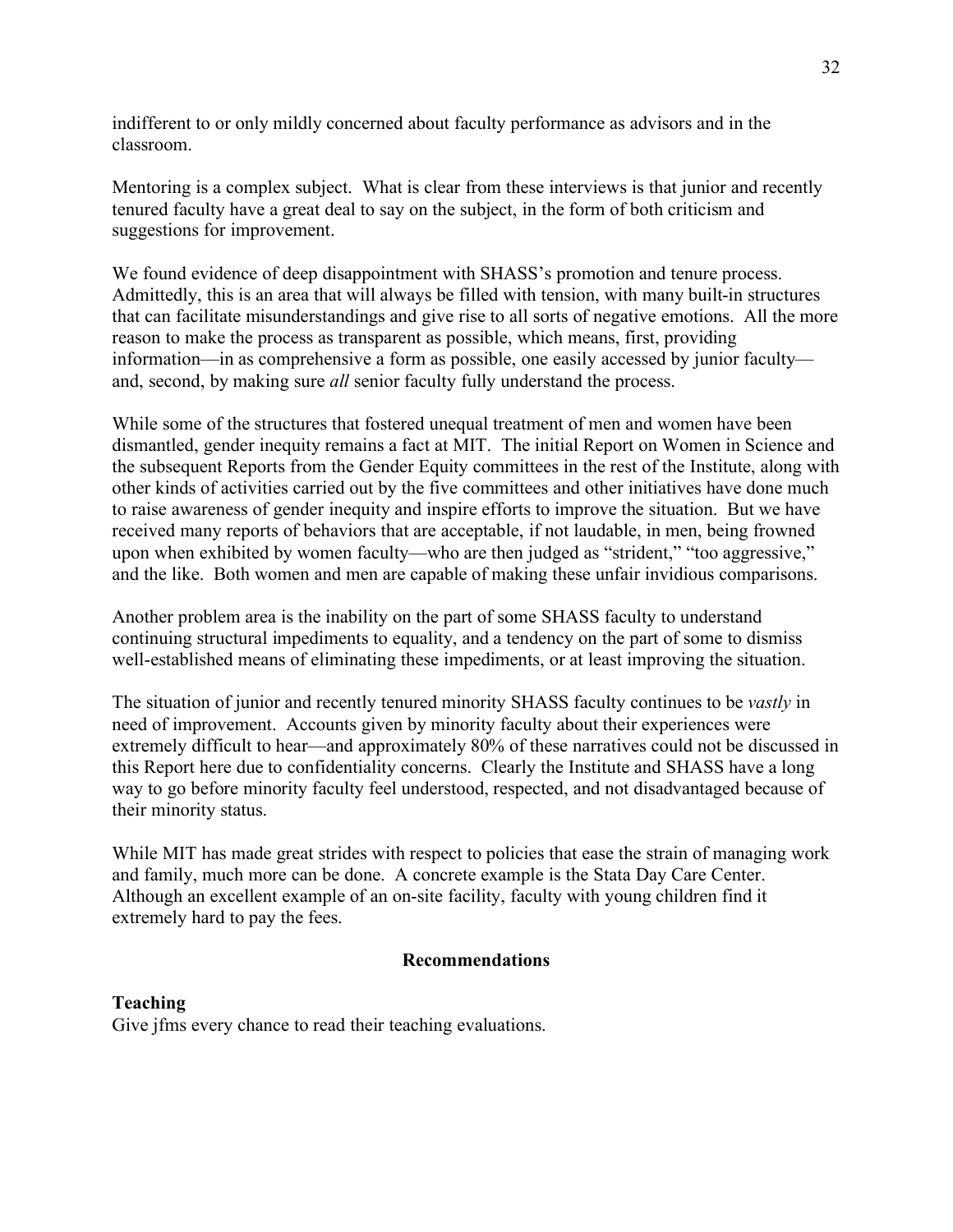indifferent to or only mildly concerned about faculty performance as advisors and in the classroom.

Mentoring is a complex subject. What is clear from these interviews is that junior and recently tenured faculty have a great deal to say on the subject, in the form of both criticism and suggestions for improvement.

We found evidence of deep disappointment with SHASS's promotion and tenure process. Admittedly, this is an area that will always be filled with tension, with many built-in structures that can facilitate misunderstandings and give rise to all sorts of negative emotions. All the more reason to make the process as transparent as possible, which means, first, providing information—in as comprehensive a form as possible, one easily accessed by junior faculty—and, second, by making sure *all* senior faculty fully understand the process.

While some of the structures that fostered unequal treatment of men and women have been dismantled, gender inequity remains a fact at MIT. The initial Report on Women in Science and the subsequent Reports from the Gender Equity committees in the rest of the Institute, along with other kinds of activities carried out by the five committees and other initiatives have done much to raise awareness of gender inequity and inspire efforts to improve the situation. But we have received many reports of behaviors that are acceptable, if not laudable, in men, being frowned upon when exhibited by women faculty—who are then judged as "strident," "too aggressive," and the like. Both women and men are capable of making these unfair invidious comparisons.

Another problem area is the inability on the part of some SHASS faculty to understand continuing structural impediments to equality, and a tendency on the part of some to dismiss well-established means of eliminating these impediments, or at least improving the situation.

The situation of junior and recently tenured minority SHASS faculty continues to be *vastly* in need of improvement. Accounts given by minority faculty about their experiences were extremely difficult to hear—and approximately 80% of these narratives could not be discussed in this Report here due to confidentiality concerns. Clearly the Institute and SHASS have a long way to go before minority faculty feel understood, respected, and not disadvantaged because of their minority status.

While MIT has made great strides with respect to policies that ease the strain of managing work and family, much more can be done. A concrete example is the Stata Day Care Center. Although an excellent example of an on-site facility, faculty with young children find it extremely hard to pay the fees.

## Recommendations

### Teaching

Give jfms every chance to read their teaching evaluations.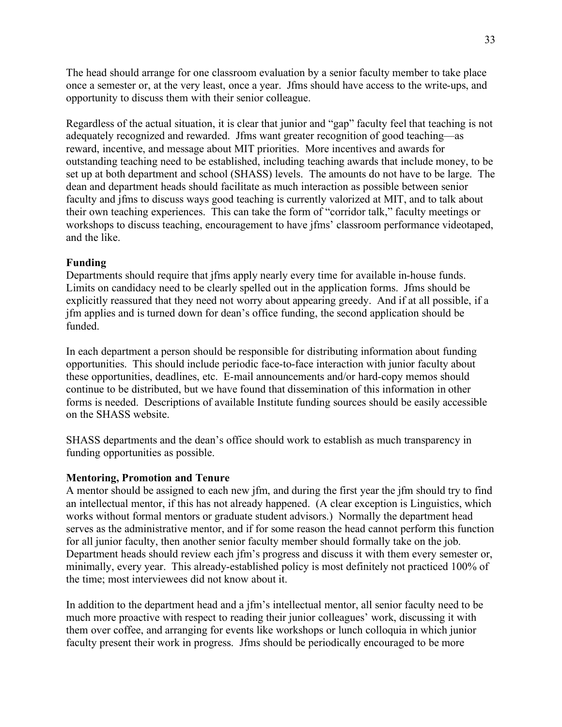The head should arrange for one classroom evaluation by a senior faculty member to take place once a semester or, at the very least, once a year. Jfms should have access to the write-ups, and opportunity to discuss them with their senior colleague.

Regardless of the actual situation, it is clear that junior and "gap" faculty feel that teaching is not adequately recognized and rewarded. Jfms want greater recognition of good teaching—as reward, incentive, and message about MIT priorities. More incentives and awards for outstanding teaching need to be established, including teaching awards that include money, to be set up at both department and school (SHASS) levels. The amounts do not have to be large. The dean and department heads should facilitate as much interaction as possible between senior faculty and jfms to discuss ways good teaching is currently valorized at MIT, and to talk about their own teaching experiences. This can take the form of "corridor talk," faculty meetings or workshops to discuss teaching, encouragement to have jfms' classroom performance videotaped, and the like.

**Funding**

Departments should require that jfms apply nearly every time for available in-house funds. Limits on candidacy need to be clearly spelled out in the application forms. Jfms should be explicitly reassured that they need not worry about appearing greedy. And if at all possible, if a jfm applies and is turned down for dean's office funding, the second application should be funded.

In each department a person should be responsible for distributing information about funding opportunities. This should include periodic face-to-face interaction with junior faculty about these opportunities, deadlines, etc. E-mail announcements and/or hard-copy memos should continue to be distributed, but we have found that dissemination of this information in other forms is needed. Descriptions of available Institute funding sources should be easily accessible on the SHASS website.

SHASS departments and the dean's office should work to establish as much transparency in funding opportunities as possible.

**Mentoring, Promotion and Tenure**

A mentor should be assigned to each new jfm, and during the first year the jfm should try to find an intellectual mentor, if this has not already happened. (A clear exception is Linguistics, which works without formal mentors or graduate student advisors.) Normally the department head serves as the administrative mentor, and if for some reason the head cannot perform this function for all junior faculty, then another senior faculty member should formally take on the job. Department heads should review each jfm's progress and discuss it with them every semester or, minimally, every year. This already-established policy is most definitely not practiced 100% of the time; most interviewees did not know about it.

In addition to the department head and a jfm's intellectual mentor, all senior faculty need to be much more proactive with respect to reading their junior colleagues' work, discussing it with them over coffee, and arranging for events like workshops or lunch colloquia in which junior faculty present their work in progress. Jfms should be periodically encouraged to be more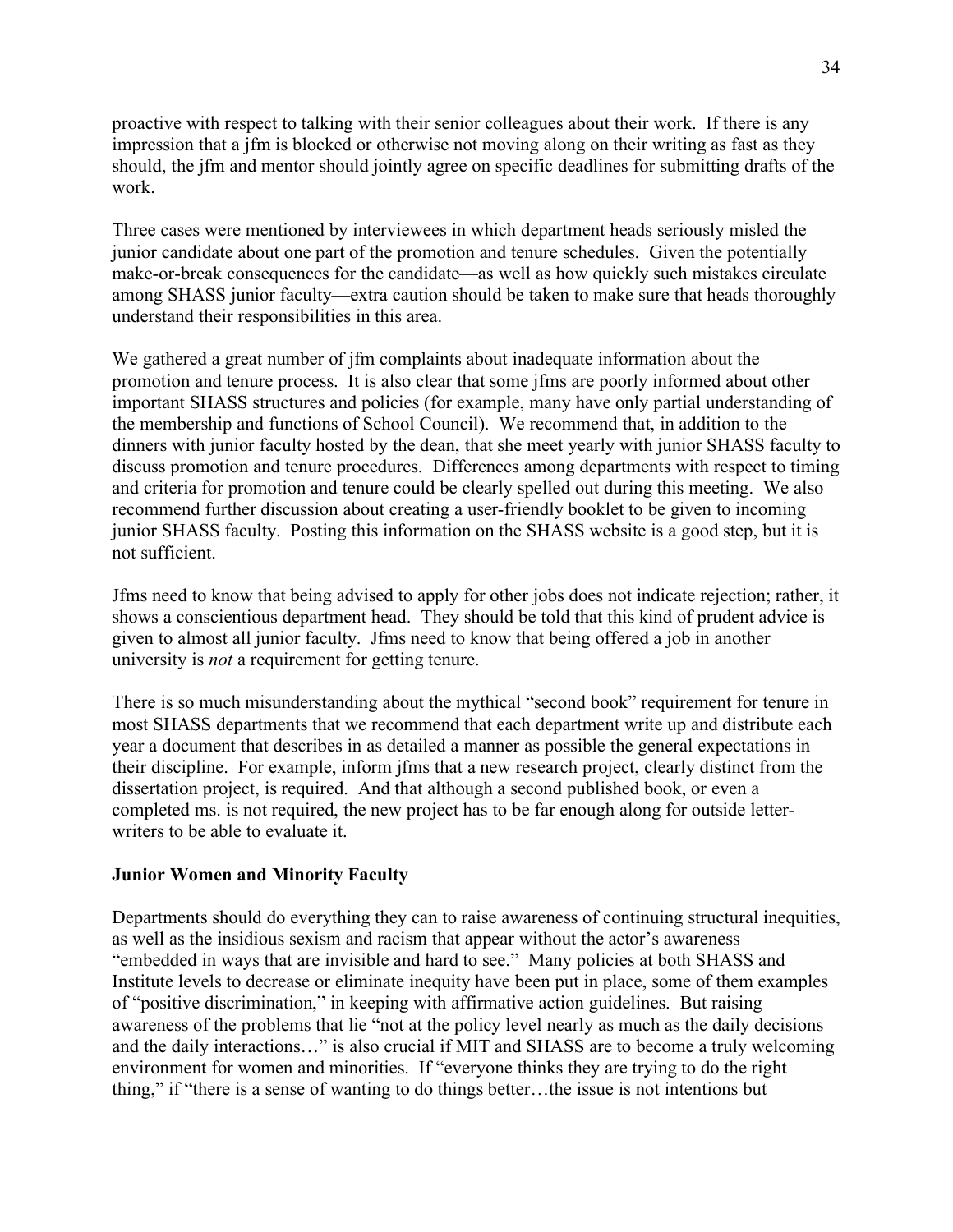proactive with respect to talking with their senior colleagues about their work. If there is any impression that a jfm is blocked or otherwise not moving along on their writing as fast as they should, the jfm and mentor should jointly agree on specific deadlines for submitting drafts of the work.

Three cases were mentioned by interviewees in which department heads seriously misled the junior candidate about one part of the promotion and tenure schedules. Given the potentially make-or-break consequences for the candidate—as well as how quickly such mistakes circulate among SHASS junior faculty—extra caution should be taken to make sure that heads thoroughly understand their responsibilities in this area.

We gathered a great number of jfm complaints about inadequate information about the promotion and tenure process. It is also clear that some jfms are poorly informed about other important SHASS structures and policies (for example, many have only partial understanding of the membership and functions of School Council). We recommend that, in addition to the dinners with junior faculty hosted by the dean, that she meet yearly with junior SHASS faculty to discuss promotion and tenure procedures. Differences among departments with respect to timing and criteria for promotion and tenure could be clearly spelled out during this meeting. We also recommend further discussion about creating a user-friendly booklet to be given to incoming junior SHASS faculty. Posting this information on the SHASS website is a good step, but it is not sufficient.

Jfms need to know that being advised to apply for other jobs does not indicate rejection; rather, it shows a conscientious department head. They should be told that this kind of prudent advice is given to almost all junior faculty. Jfms need to know that being offered a job in another university is *not* a requirement for getting tenure.

There is so much misunderstanding about the mythical "second book" requirement for tenure in most SHASS departments that we recommend that each department write up and distribute each year a document that describes in as detailed a manner as possible the general expectations in their discipline. For example, inform jfms that a new research project, clearly distinct from the dissertation project, is required. And that although a second published book, or even a completed ms. is not required, the new project has to be far enough along for outside letter-writers to be able to evaluate it.

**Junior Women and Minority Faculty**

Departments should do everything they can to raise awareness of continuing structural inequities, as well as the insidious sexism and racism that appear without the actor's awareness—"embedded in ways that are invisible and hard to see." Many policies at both SHASS and Institute levels to decrease or eliminate inequity have been put in place, some of them examples of "positive discrimination," in keeping with affirmative action guidelines. But raising awareness of the problems that lie "not at the policy level nearly as much as the daily decisions and the daily interactions…" is also crucial if MIT and SHASS are to become a truly welcoming environment for women and minorities. If "everyone thinks they are trying to do the right thing," if "there is a sense of wanting to do things better…the issue is not intentions but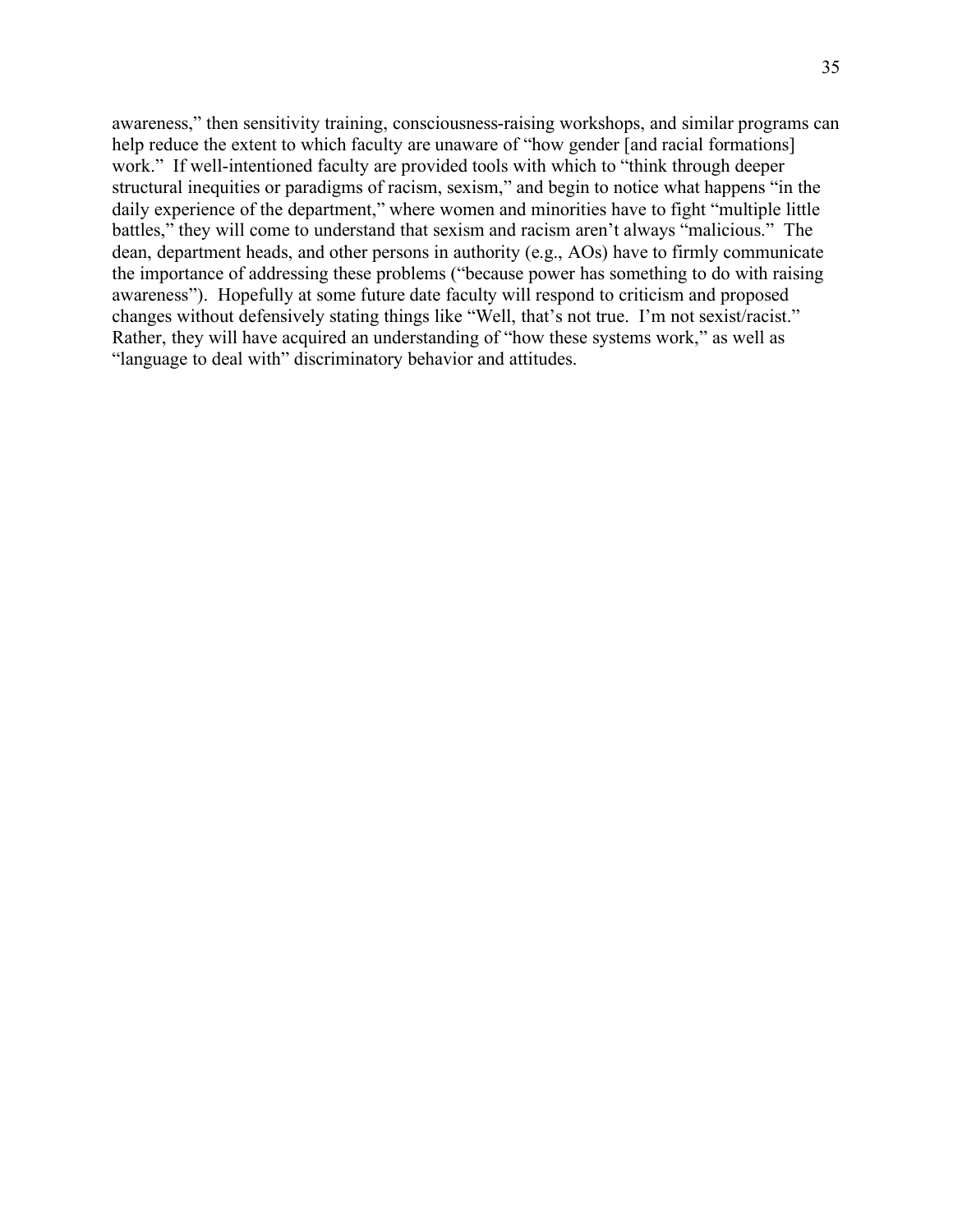awareness," then sensitivity training, consciousness-raising workshops, and similar programs can help reduce the extent to which faculty are unaware of "how gender [and racial formations] work." If well-intentioned faculty are provided tools with which to "think through deeper structural inequities or paradigms of racism, sexism," and begin to notice what happens "in the daily experience of the department," where women and minorities have to fight "multiple little battles," they will come to understand that sexism and racism aren't always "malicious." The dean, department heads, and other persons in authority (e.g., AOs) have to firmly communicate the importance of addressing these problems ("because power has something to do with raising awareness"). Hopefully at some future date faculty will respond to criticism and proposed changes without defensively stating things like "Well, that's not true. I'm not sexist/racist." Rather, they will have acquired an understanding of "how these systems work," as well as "language to deal with" discriminatory behavior and attitudes.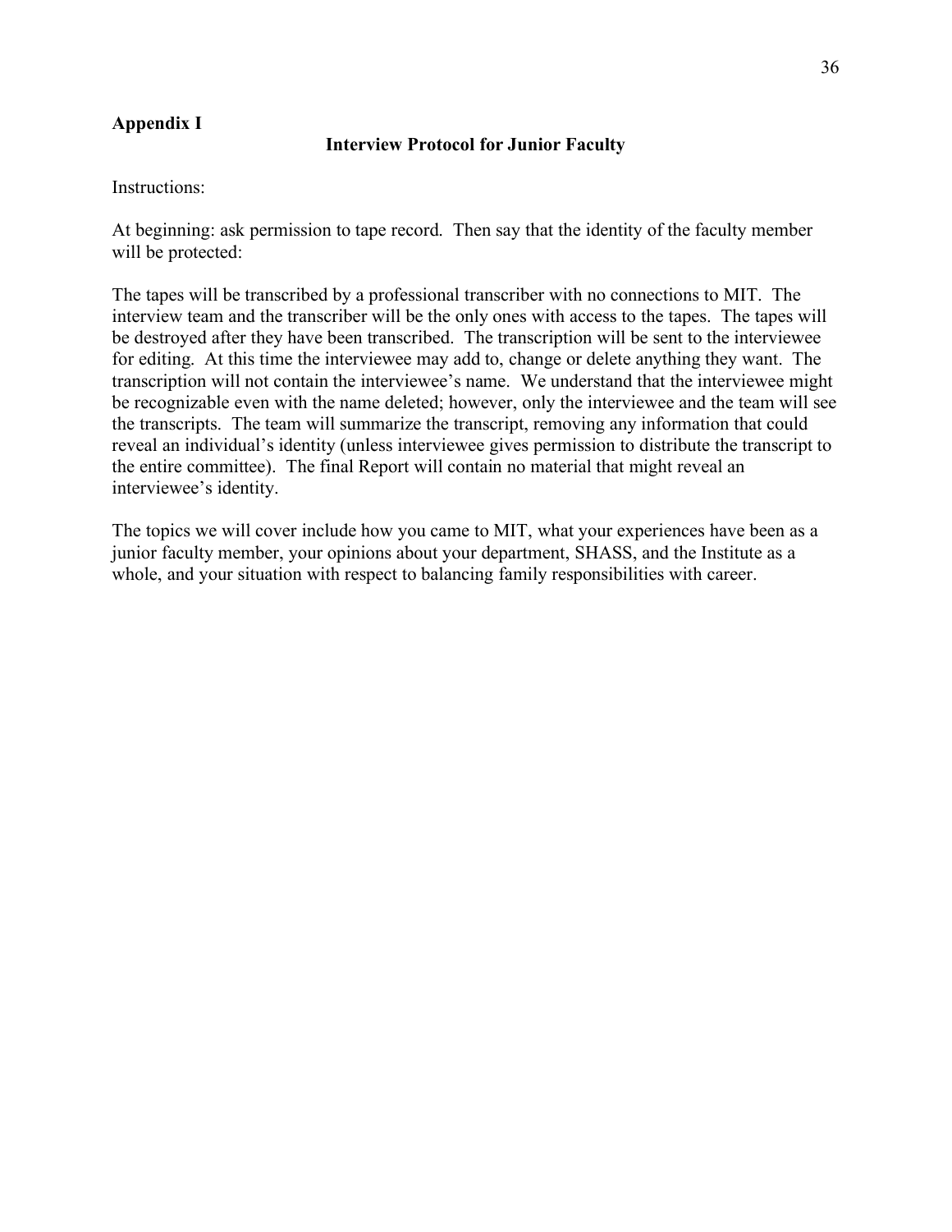**Appendix I**

## Interview Protocol for Junior Faculty

Instructions:

At beginning: ask permission to tape record. Then say that the identity of the faculty member will be protected:

The tapes will be transcribed by a professional transcriber with no connections to MIT. The interview team and the transcriber will be the only ones with access to the tapes. The tapes will be destroyed after they have been transcribed. The transcription will be sent to the interviewee for editing. At this time the interviewee may add to, change or delete anything they want. The transcription will not contain the interviewee's name. We understand that the interviewee might be recognizable even with the name deleted; however, only the interviewee and the team will see the transcripts. The team will summarize the transcript, removing any information that could reveal an individual's identity (unless interviewee gives permission to distribute the transcript to the entire committee). The final Report will contain no material that might reveal an interviewee's identity.

The topics we will cover include how you came to MIT, what your experiences have been as a junior faculty member, your opinions about your department, SHASS, and the Institute as a whole, and your situation with respect to balancing family responsibilities with career.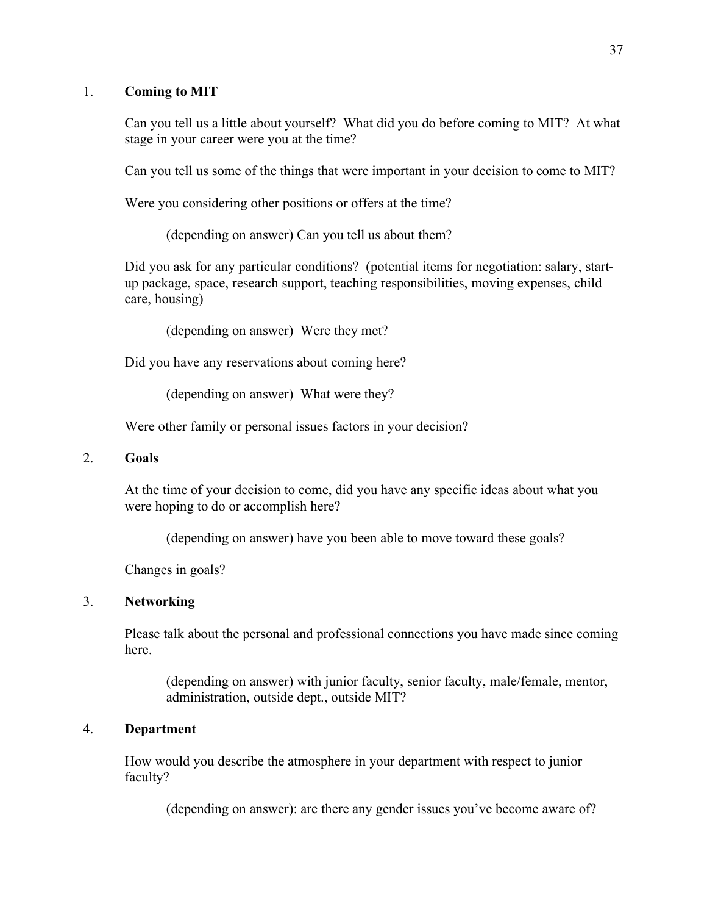1. **Coming to MIT**

   Can you tell us a little about yourself? What did you do before coming to MIT? At what stage in your career were you at the time?

   Can you tell us some of the things that were important in your decision to come to MIT?

   Were you considering other positions or offers at the time?

   > (depending on answer) Can you tell us about them?

   Did you ask for any particular conditions? (potential items for negotiation: salary, start-up package, space, research support, teaching responsibilities, moving expenses, child care, housing)

   > (depending on answer) Were they met?

   Did you have any reservations about coming here?

   > (depending on answer) What were they?

   Were other family or personal issues factors in your decision?

2. **Goals**

   At the time of your decision to come, did you have any specific ideas about what you were hoping to do or accomplish here?

   > (depending on answer) have you been able to move toward these goals?

   Changes in goals?

3. **Networking**

   Please talk about the personal and professional connections you have made since coming here.

   > (depending on answer) with junior faculty, senior faculty, male/female, mentor, administration, outside dept., outside MIT?

4. **Department**

   How would you describe the atmosphere in your department with respect to junior faculty?

   > (depending on answer): are there any gender issues you've become aware of?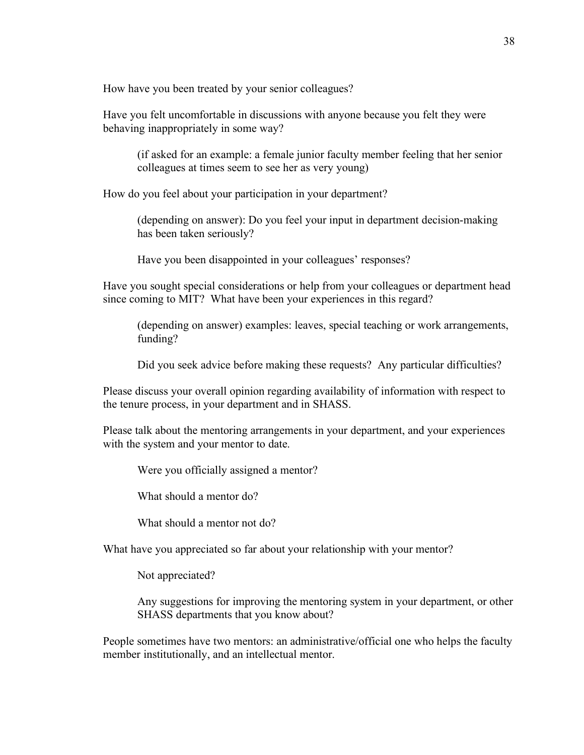How have you been treated by your senior colleagues?

Have you felt uncomfortable in discussions with anyone because you felt they were behaving inappropriately in some way?

> (if asked for an example: a female junior faculty member feeling that her senior colleagues at times seem to see her as very young)

How do you feel about your participation in your department?

> (depending on answer): Do you feel your input in department decision-making has been taken seriously?
>
> Have you been disappointed in your colleagues' responses?

Have you sought special considerations or help from your colleagues or department head since coming to MIT? What have been your experiences in this regard?

> (depending on answer) examples: leaves, special teaching or work arrangements, funding?
>
> Did you seek advice before making these requests? Any particular difficulties?

Please discuss your overall opinion regarding availability of information with respect to the tenure process, in your department and in SHASS.

Please talk about the mentoring arrangements in your department, and your experiences with the system and your mentor to date.

> Were you officially assigned a mentor?
>
> What should a mentor do?
>
> What should a mentor not do?

What have you appreciated so far about your relationship with your mentor?

> Not appreciated?
>
> Any suggestions for improving the mentoring system in your department, or other SHASS departments that you know about?

People sometimes have two mentors: an administrative/official one who helps the faculty member institutionally, and an intellectual mentor.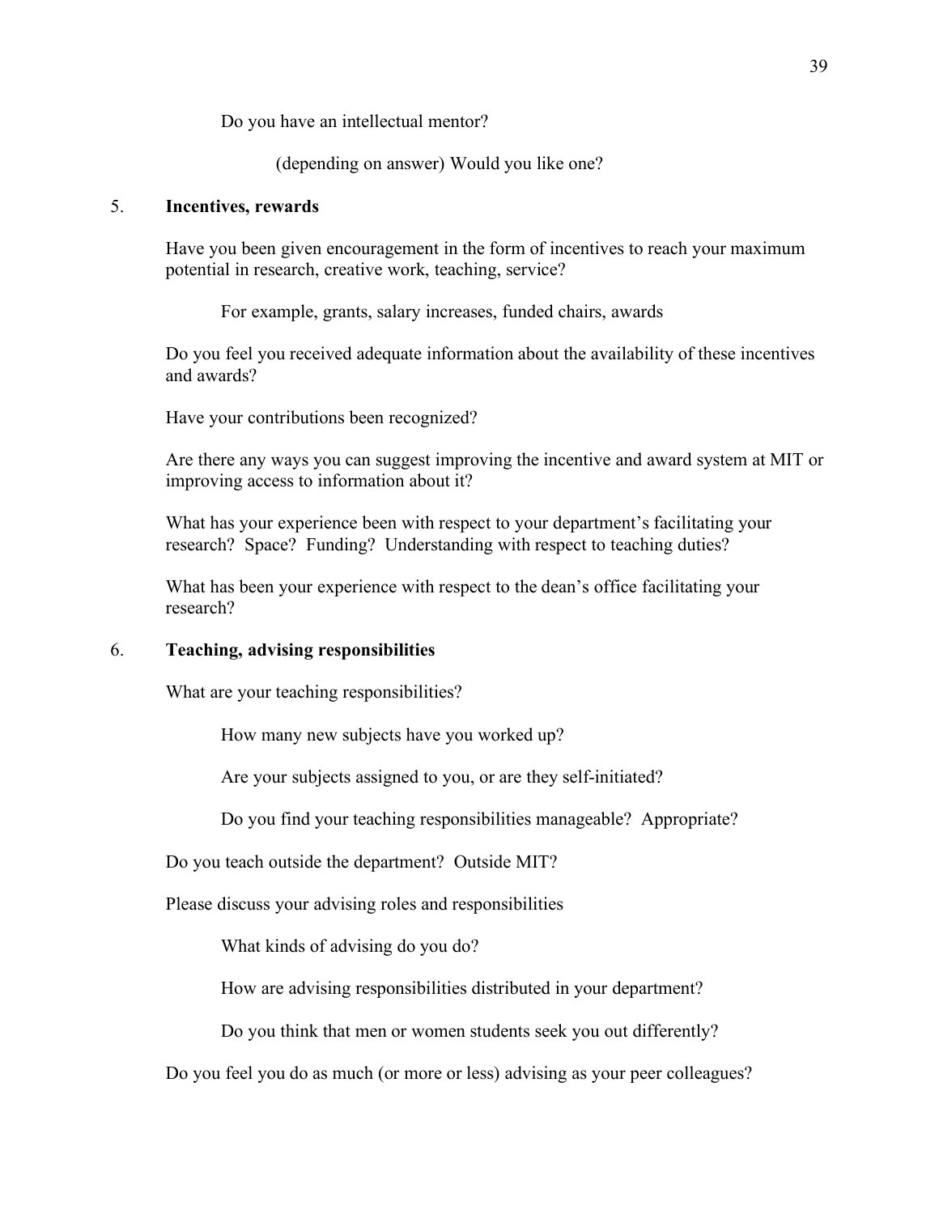Do you have an intellectual mentor?

(depending on answer) Would you like one?

5. **Incentives, rewards**

Have you been given encouragement in the form of incentives to reach your maximum potential in research, creative work, teaching, service?

For example, grants, salary increases, funded chairs, awards

Do you feel you received adequate information about the availability of these incentives and awards?

Have your contributions been recognized?

Are there any ways you can suggest improving the incentive and award system at MIT or improving access to information about it?

What has your experience been with respect to your department's facilitating your research? Space? Funding? Understanding with respect to teaching duties?

What has been your experience with respect to the dean's office facilitating your research?

6. **Teaching, advising responsibilities**

What are your teaching responsibilities?

How many new subjects have you worked up?

Are your subjects assigned to you, or are they self-initiated?

Do you find your teaching responsibilities manageable? Appropriate?

Do you teach outside the department? Outside MIT?

Please discuss your advising roles and responsibilities

What kinds of advising do you do?

How are advising responsibilities distributed in your department?

Do you think that men or women students seek you out differently?

Do you feel you do as much (or more or less) advising as your peer colleagues?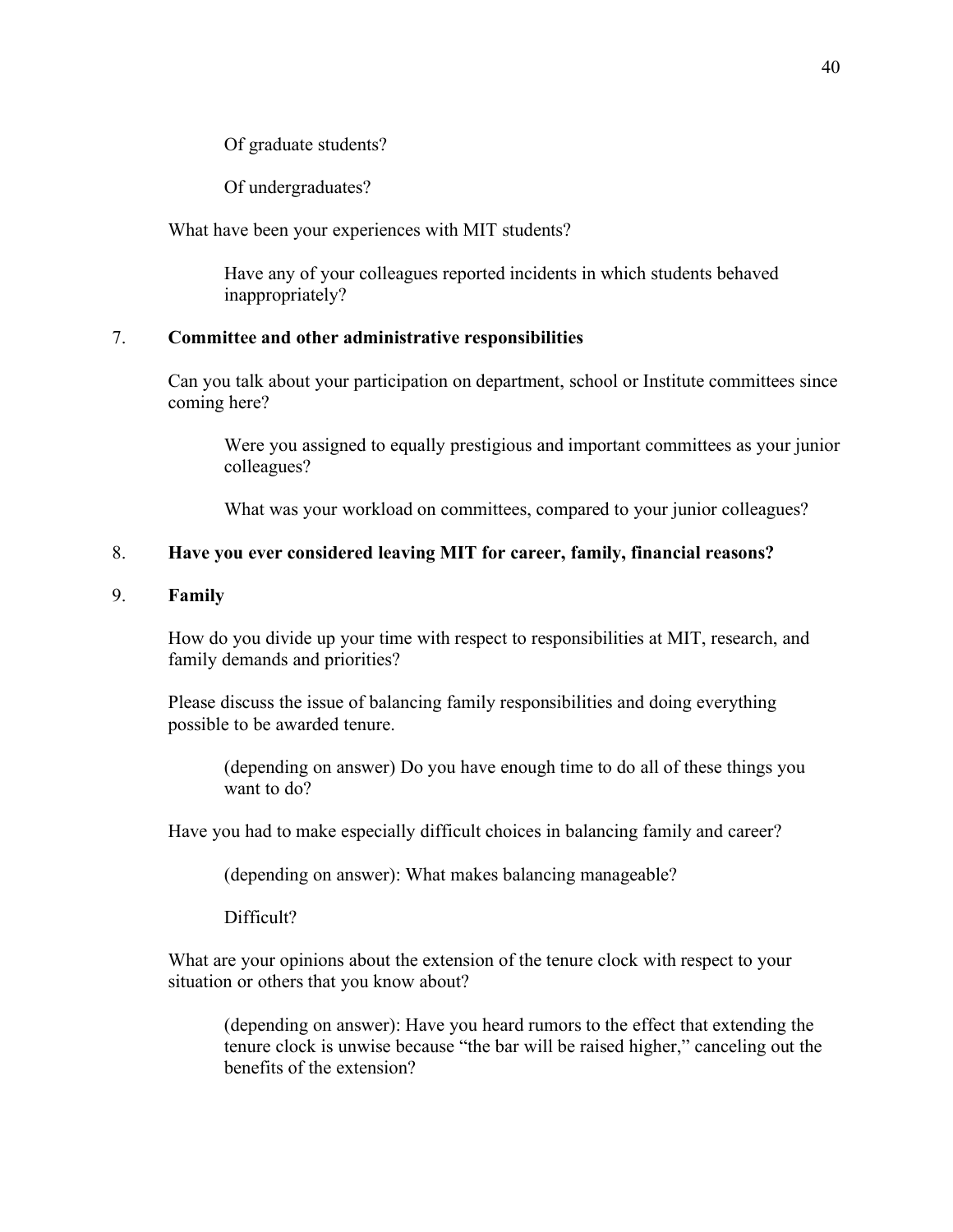Of graduate students?

Of undergraduates?

What have been your experiences with MIT students?

Have any of your colleagues reported incidents in which students behaved inappropriately?

7. **Committee and other administrative responsibilities**

Can you talk about your participation on department, school or Institute committees since coming here?

Were you assigned to equally prestigious and important committees as your junior colleagues?

What was your workload on committees, compared to your junior colleagues?

8. **Have you ever considered leaving MIT for career, family, financial reasons?**

9. **Family**

How do you divide up your time with respect to responsibilities at MIT, research, and family demands and priorities?

Please discuss the issue of balancing family responsibilities and doing everything possible to be awarded tenure.

(depending on answer) Do you have enough time to do all of these things you want to do?

Have you had to make especially difficult choices in balancing family and career?

(depending on answer): What makes balancing manageable?

Difficult?

What are your opinions about the extension of the tenure clock with respect to your situation or others that you know about?

(depending on answer): Have you heard rumors to the effect that extending the tenure clock is unwise because "the bar will be raised higher," canceling out the benefits of the extension?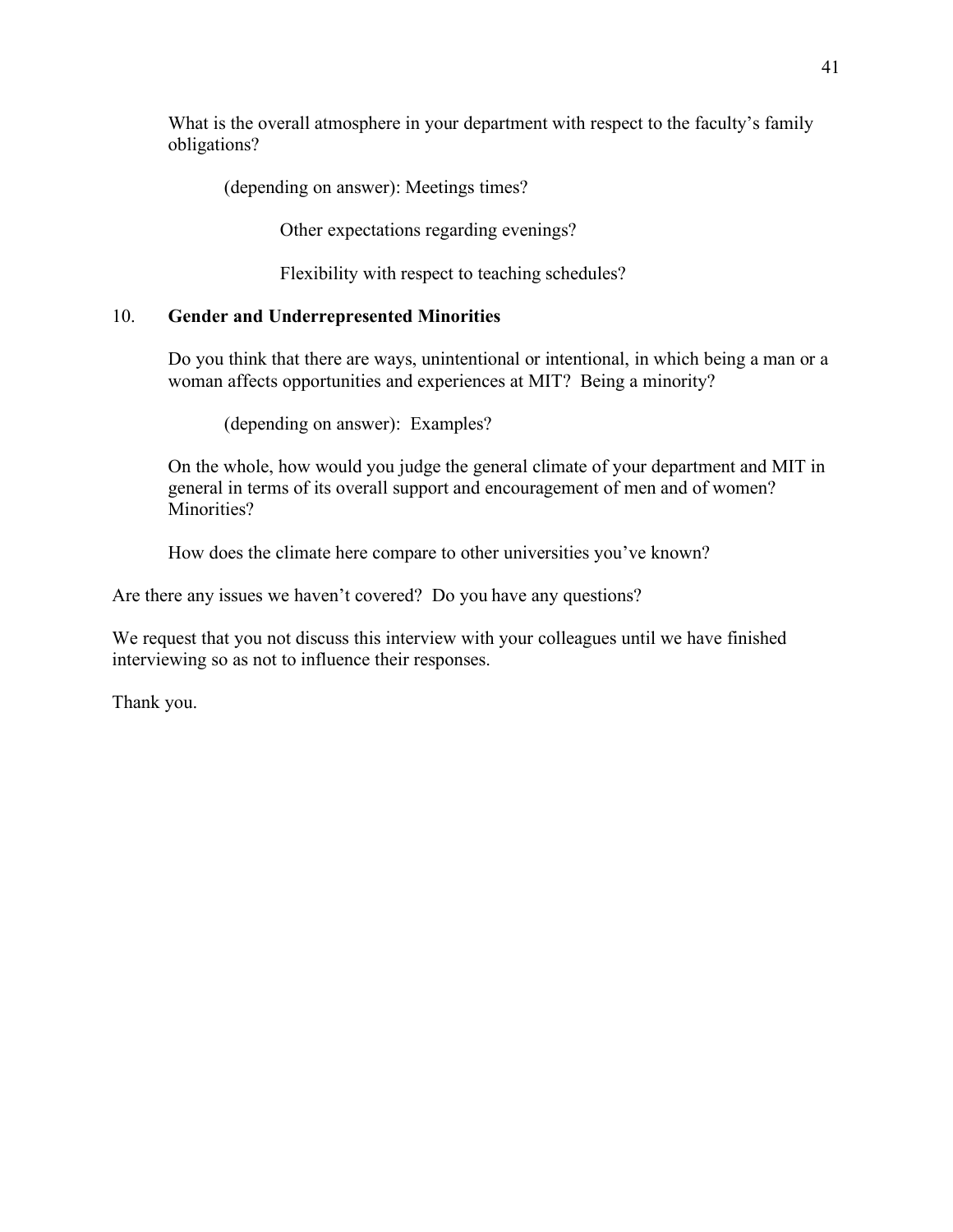What is the overall atmosphere in your department with respect to the faculty's family obligations?

(depending on answer): Meetings times?

Other expectations regarding evenings?

Flexibility with respect to teaching schedules?

10. **Gender and Underrepresented Minorities**

Do you think that there are ways, unintentional or intentional, in which being a man or a woman affects opportunities and experiences at MIT? Being a minority?

(depending on answer): Examples?

On the whole, how would you judge the general climate of your department and MIT in general in terms of its overall support and encouragement of men and of women? Minorities?

How does the climate here compare to other universities you've known?

Are there any issues we haven't covered? Do you have any questions?

We request that you not discuss this interview with your colleagues until we have finished interviewing so as not to influence their responses.

Thank you.